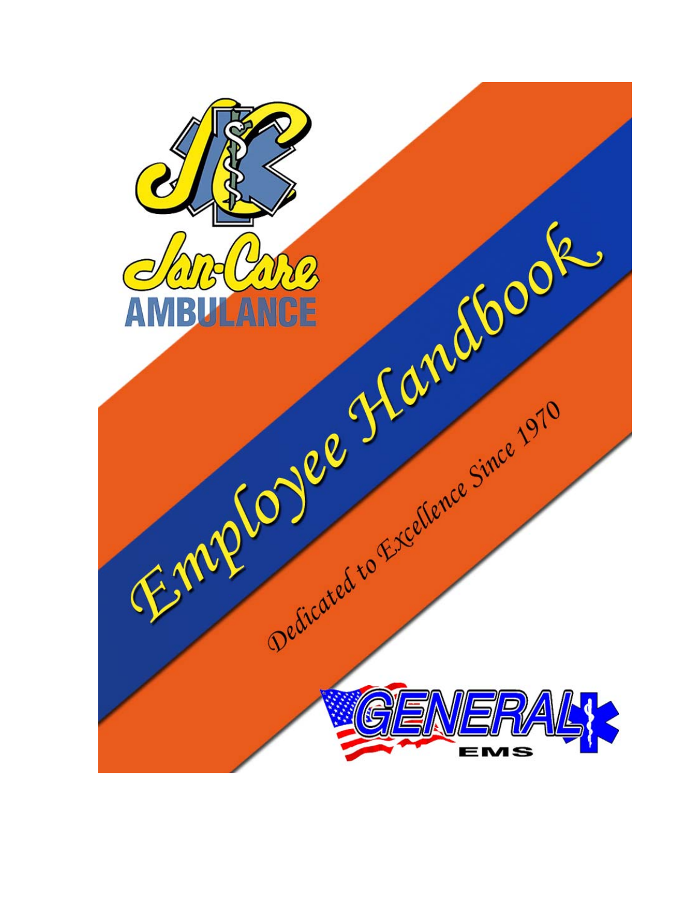Jan-Care

AMBULANCE

# Employee Handbook

*Dedicated to Excellence Since 1970*

GENERAL EMS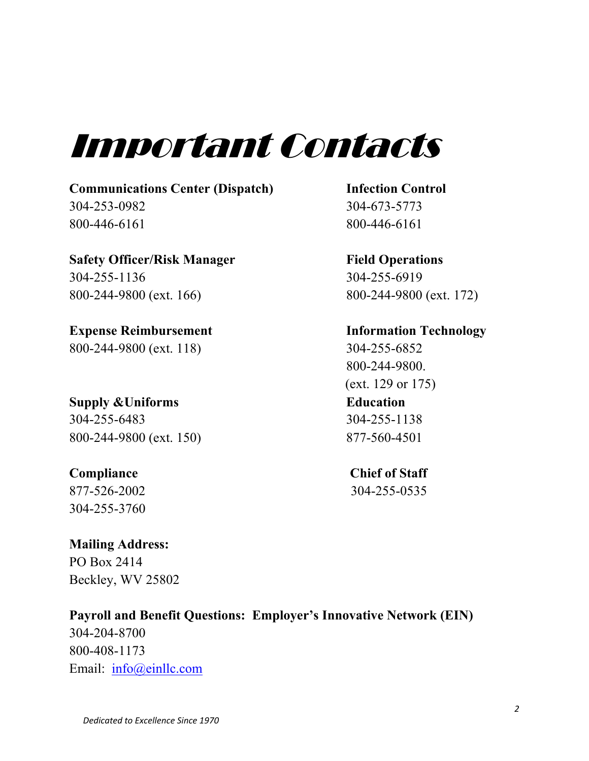# Important Contacts

**Communications Center (Dispatch)**
304-253-0982
800-446-6161

**Infection Control**
304-673-5773
800-446-6161

**Safety Officer/Risk Manager**
304-255-1136
800-244-9800 (ext. 166)

**Field Operations**
304-255-6919
800-244-9800 (ext. 172)

**Expense Reimbursement**
800-244-9800 (ext. 118)

**Information Technology**
304-255-6852
800-244-9800.
(ext. 129 or 175)

**Supply &Uniforms**
304-255-6483
800-244-9800 (ext. 150)

**Education**
304-255-1138
877-560-4501

**Compliance**
877-526-2002
304-255-3760

**Chief of Staff**
304-255-0535

**Mailing Address:**
PO Box 2414
Beckley, WV 25802

**Payroll and Benefit Questions: Employer's Innovative Network (EIN)**
304-204-8700
800-408-1173
Email: info@einllc.com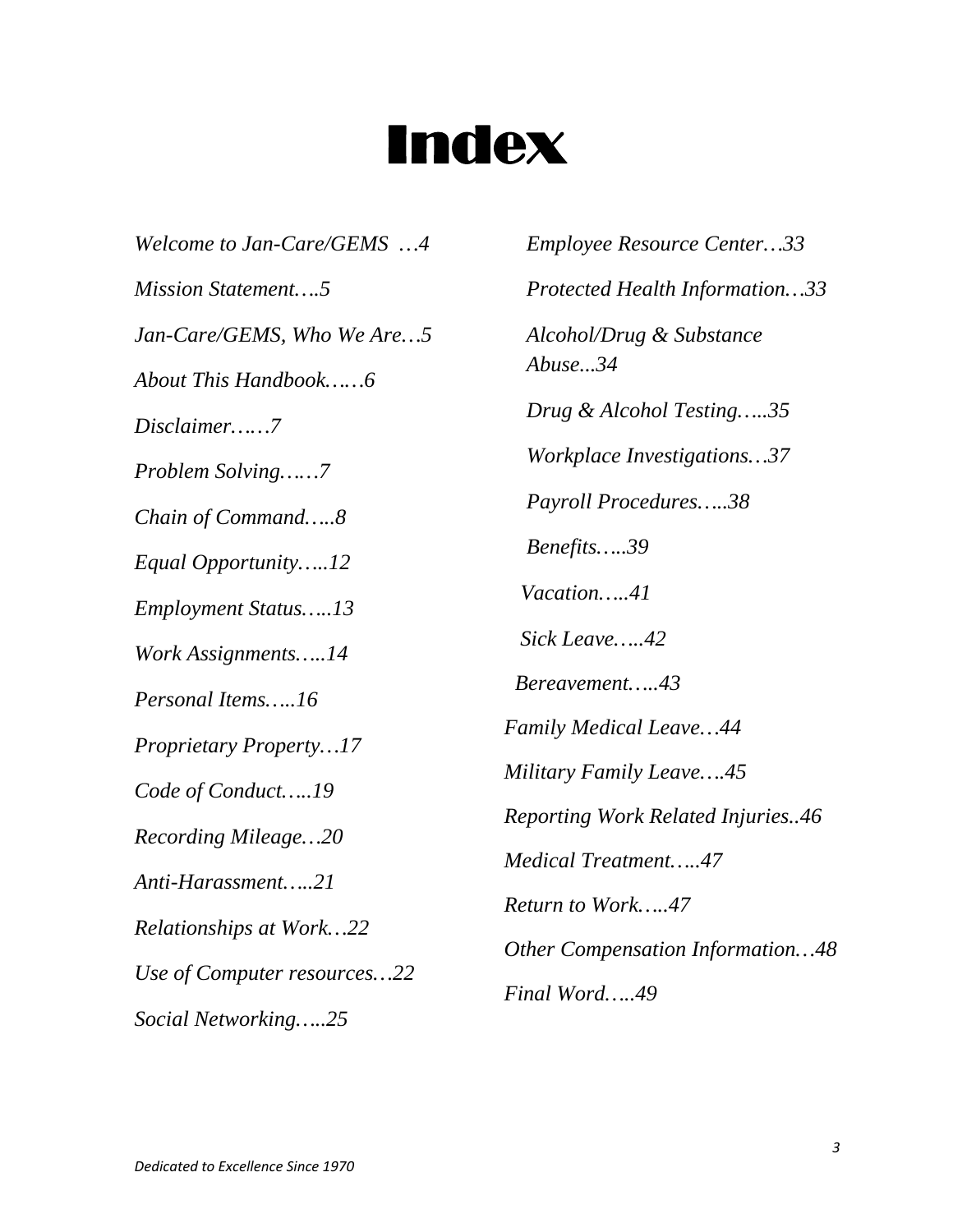# Index

*Welcome to Jan-Care/GEMS …4*

*Mission Statement….5*

*Jan-Care/GEMS, Who We Are…5*

*About This Handbook……6*

*Disclaimer……7*

*Problem Solving……7*

*Chain of Command…..8*

*Equal Opportunity…..12*

*Employment Status…..13*

*Work Assignments…..14*

*Personal Items…..16*

*Proprietary Property…17*

*Code of Conduct…..19*

*Recording Mileage…20*

*Anti-Harassment…..21*

*Relationships at Work…22*

*Use of Computer resources…22*

*Social Networking…..25*

*Employee Resource Center…33*

*Protected Health Information…33*

*Alcohol/Drug & Substance Abuse...34*

*Drug & Alcohol Testing…..35*

*Workplace Investigations…37*

*Payroll Procedures…..38*

*Benefits…..39*

*Vacation…..41*

*Sick Leave…..42*

*Bereavement…..43*

*Family Medical Leave…44*

*Military Family Leave….45*

*Reporting Work Related Injuries..46*

*Medical Treatment…..47*

*Return to Work…..47*

*Other Compensation Information…48*

*Final Word…..49*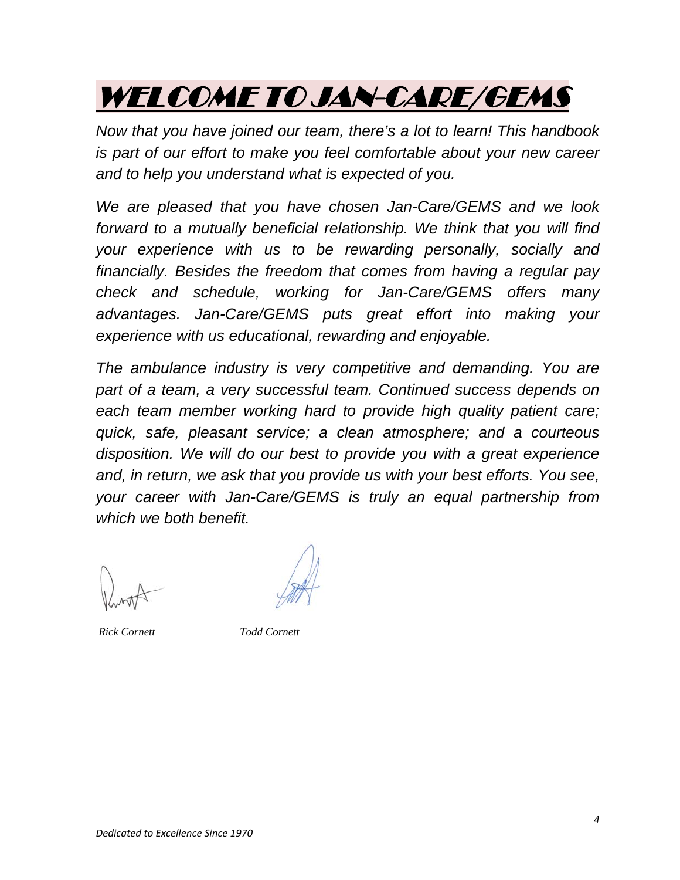# WELCOME TO JAN-CARE/GEMS

*Now that you have joined our team, there's a lot to learn! This handbook is part of our effort to make you feel comfortable about your new career and to help you understand what is expected of you.*

*We are pleased that you have chosen Jan-Care/GEMS and we look forward to a mutually beneficial relationship. We think that you will find your experience with us to be rewarding personally, socially and financially. Besides the freedom that comes from having a regular pay check and schedule, working for Jan-Care/GEMS offers many advantages. Jan-Care/GEMS puts great effort into making your experience with us educational, rewarding and enjoyable.*

*The ambulance industry is very competitive and demanding. You are part of a team, a very successful team. Continued success depends on each team member working hard to provide high quality patient care; quick, safe, pleasant service; a clean atmosphere; and a courteous disposition. We will do our best to provide you with a great experience and, in return, we ask that you provide us with your best efforts. You see, your career with Jan-Care/GEMS is truly an equal partnership from which we both benefit.*

*Rick Cornett* *Todd Cornett*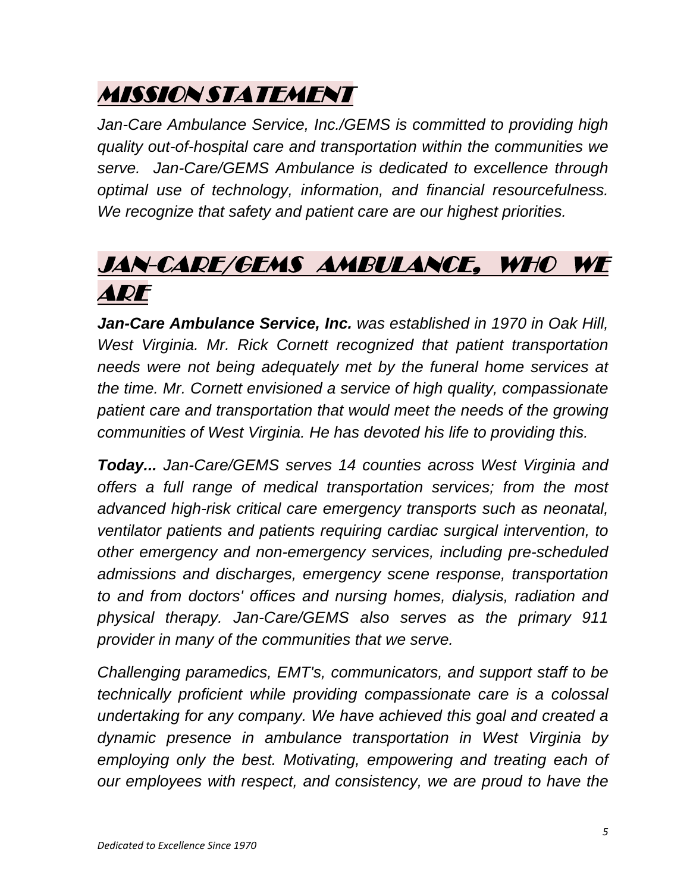# MISSION STATEMENT

*Jan-Care Ambulance Service, Inc./GEMS is committed to providing high quality out-of-hospital care and transportation within the communities we serve. Jan-Care/GEMS Ambulance is dedicated to excellence through optimal use of technology, information, and financial resourcefulness. We recognize that safety and patient care are our highest priorities.*

# JAN-CARE/GEMS AMBULANCE, WHO WE ARE

***Jan-Care Ambulance Service, Inc.*** *was established in 1970 in Oak Hill, West Virginia. Mr. Rick Cornett recognized that patient transportation needs were not being adequately met by the funeral home services at the time. Mr. Cornett envisioned a service of high quality, compassionate patient care and transportation that would meet the needs of the growing communities of West Virginia. He has devoted his life to providing this.*

***Today...*** *Jan-Care/GEMS serves 14 counties across West Virginia and offers a full range of medical transportation services; from the most advanced high-risk critical care emergency transports such as neonatal, ventilator patients and patients requiring cardiac surgical intervention, to other emergency and non-emergency services, including pre-scheduled admissions and discharges, emergency scene response, transportation to and from doctors' offices and nursing homes, dialysis, radiation and physical therapy. Jan-Care/GEMS also serves as the primary 911 provider in many of the communities that we serve.*

*Challenging paramedics, EMT's, communicators, and support staff to be technically proficient while providing compassionate care is a colossal undertaking for any company. We have achieved this goal and created a dynamic presence in ambulance transportation in West Virginia by employing only the best. Motivating, empowering and treating each of our employees with respect, and consistency, we are proud to have the*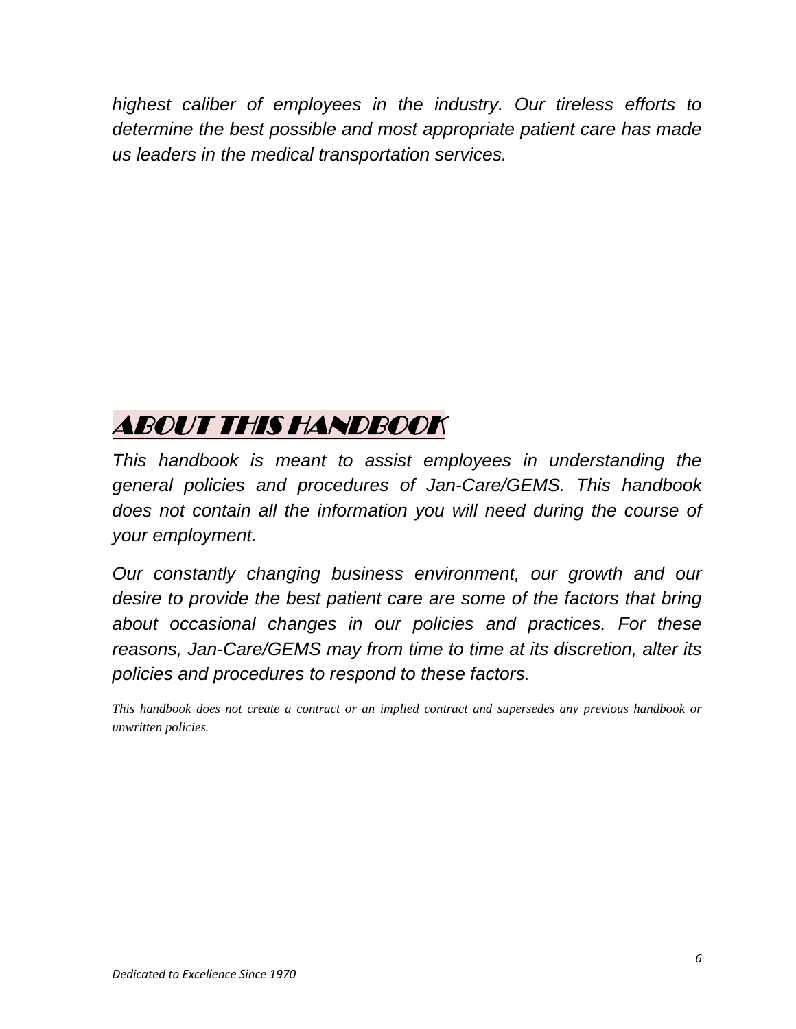*highest caliber of employees in the industry. Our tireless efforts to determine the best possible and most appropriate patient care has made us leaders in the medical transportation services.*

## ABOUT THIS HANDBOOK

*This handbook is meant to assist employees in understanding the general policies and procedures of Jan-Care/GEMS. This handbook does not contain all the information you will need during the course of your employment.*

*Our constantly changing business environment, our growth and our desire to provide the best patient care are some of the factors that bring about occasional changes in our policies and practices. For these reasons, Jan-Care/GEMS may from time to time at its discretion, alter its policies and procedures to respond to these factors.*

*This handbook does not create a contract or an implied contract and supersedes any previous handbook or unwritten policies.*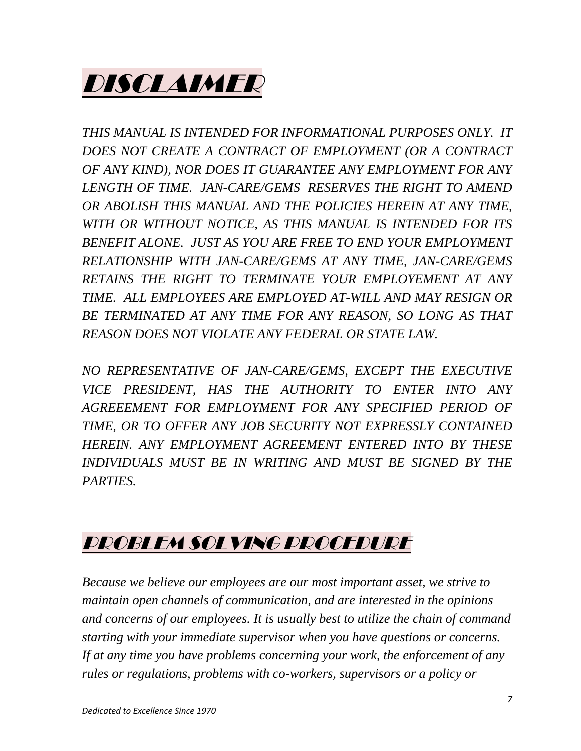# *DISCLAIMER*

*THIS MANUAL IS INTENDED FOR INFORMATIONAL PURPOSES ONLY. IT DOES NOT CREATE A CONTRACT OF EMPLOYMENT (OR A CONTRACT OF ANY KIND), NOR DOES IT GUARANTEE ANY EMPLOYMENT FOR ANY LENGTH OF TIME. JAN-CARE/GEMS RESERVES THE RIGHT TO AMEND OR ABOLISH THIS MANUAL AND THE POLICIES HEREIN AT ANY TIME, WITH OR WITHOUT NOTICE, AS THIS MANUAL IS INTENDED FOR ITS BENEFIT ALONE. JUST AS YOU ARE FREE TO END YOUR EMPLOYMENT RELATIONSHIP WITH JAN-CARE/GEMS AT ANY TIME, JAN-CARE/GEMS RETAINS THE RIGHT TO TERMINATE YOUR EMPLOYEMENT AT ANY TIME. ALL EMPLOYEES ARE EMPLOYED AT-WILL AND MAY RESIGN OR BE TERMINATED AT ANY TIME FOR ANY REASON, SO LONG AS THAT REASON DOES NOT VIOLATE ANY FEDERAL OR STATE LAW.*

*NO REPRESENTATIVE OF JAN-CARE/GEMS, EXCEPT THE EXECUTIVE VICE PRESIDENT, HAS THE AUTHORITY TO ENTER INTO ANY AGREEEMENT FOR EMPLOYMENT FOR ANY SPECIFIED PERIOD OF TIME, OR TO OFFER ANY JOB SECURITY NOT EXPRESSLY CONTAINED HEREIN. ANY EMPLOYMENT AGREEMENT ENTERED INTO BY THESE INDIVIDUALS MUST BE IN WRITING AND MUST BE SIGNED BY THE PARTIES.*

# *PROBLEM SOLVING PROCEDURE*

*Because we believe our employees are our most important asset, we strive to maintain open channels of communication, and are interested in the opinions and concerns of our employees. It is usually best to utilize the chain of command starting with your immediate supervisor when you have questions or concerns. If at any time you have problems concerning your work, the enforcement of any rules or regulations, problems with co-workers, supervisors or a policy or*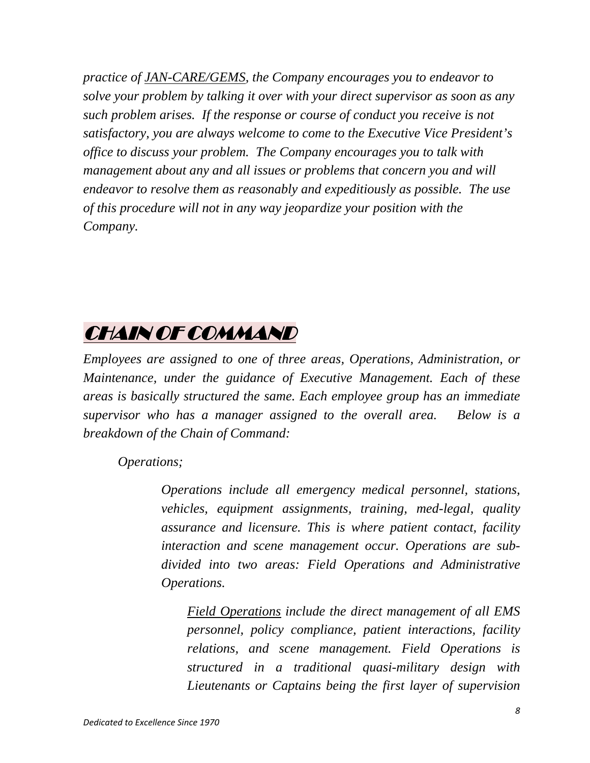*practice of <u>JAN-CARE/GEMS</u>, the Company encourages you to endeavor to solve your problem by talking it over with your direct supervisor as soon as any such problem arises. If the response or course of conduct you receive is not satisfactory, you are always welcome to come to the Executive Vice President's office to discuss your problem. The Company encourages you to talk with management about any and all issues or problems that concern you and will endeavor to resolve them as reasonably and expeditiously as possible. The use of this procedure will not in any way jeopardize your position with the Company.*

## CHAIN OF COMMAND

*Employees are assigned to one of three areas, Operations, Administration, or Maintenance, under the guidance of Executive Management. Each of these areas is basically structured the same. Each employee group has an immediate supervisor who has a manager assigned to the overall area. Below is a breakdown of the Chain of Command:*

*Operations;*

> *Operations include all emergency medical personnel, stations, vehicles, equipment assignments, training, med-legal, quality assurance and licensure. This is where patient contact, facility interaction and scene management occur. Operations are sub-divided into two areas: Field Operations and Administrative Operations.*
>
> > *<u>Field Operations</u> include the direct management of all EMS personnel, policy compliance, patient interactions, facility relations, and scene management. Field Operations is structured in a traditional quasi-military design with Lieutenants or Captains being the first layer of supervision*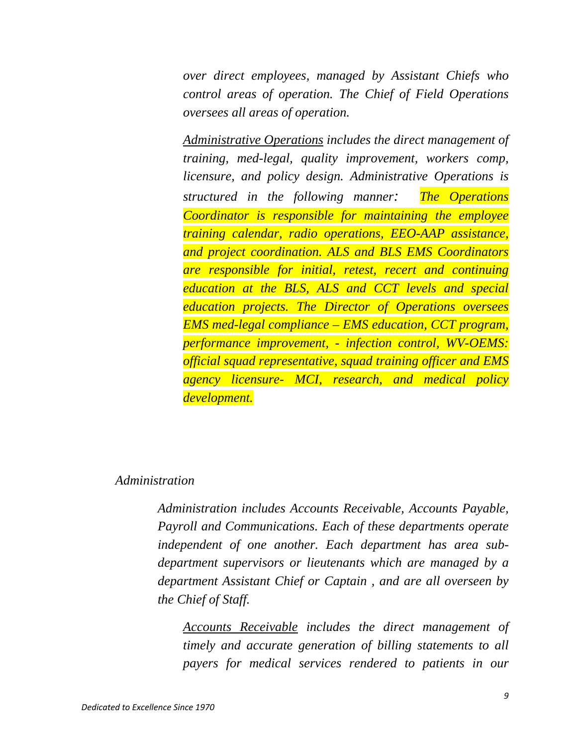*over direct employees, managed by Assistant Chiefs who control areas of operation. The Chief of Field Operations oversees all areas of operation.*

*<u>Administrative Operations</u> includes the direct management of training, med-legal, quality improvement, workers comp, licensure, and policy design. Administrative Operations is structured in the following manner: The Operations Coordinator is responsible for maintaining the employee training calendar, radio operations, EEO-AAP assistance, and project coordination. ALS and BLS EMS Coordinators are responsible for initial, retest, recert and continuing education at the BLS, ALS and CCT levels and special education projects. The Director of Operations oversees EMS med-legal compliance – EMS education, CCT program, performance improvement, - infection control, WV-OEMS: official squad representative, squad training officer and EMS agency licensure- MCI, research, and medical policy development.*

*Administration*

*Administration includes Accounts Receivable, Accounts Payable, Payroll and Communications. Each of these departments operate independent of one another. Each department has area sub-department supervisors or lieutenants which are managed by a department Assistant Chief or Captain , and are all overseen by the Chief of Staff.*

*<u>Accounts Receivable</u> includes the direct management of timely and accurate generation of billing statements to all payers for medical services rendered to patients in our*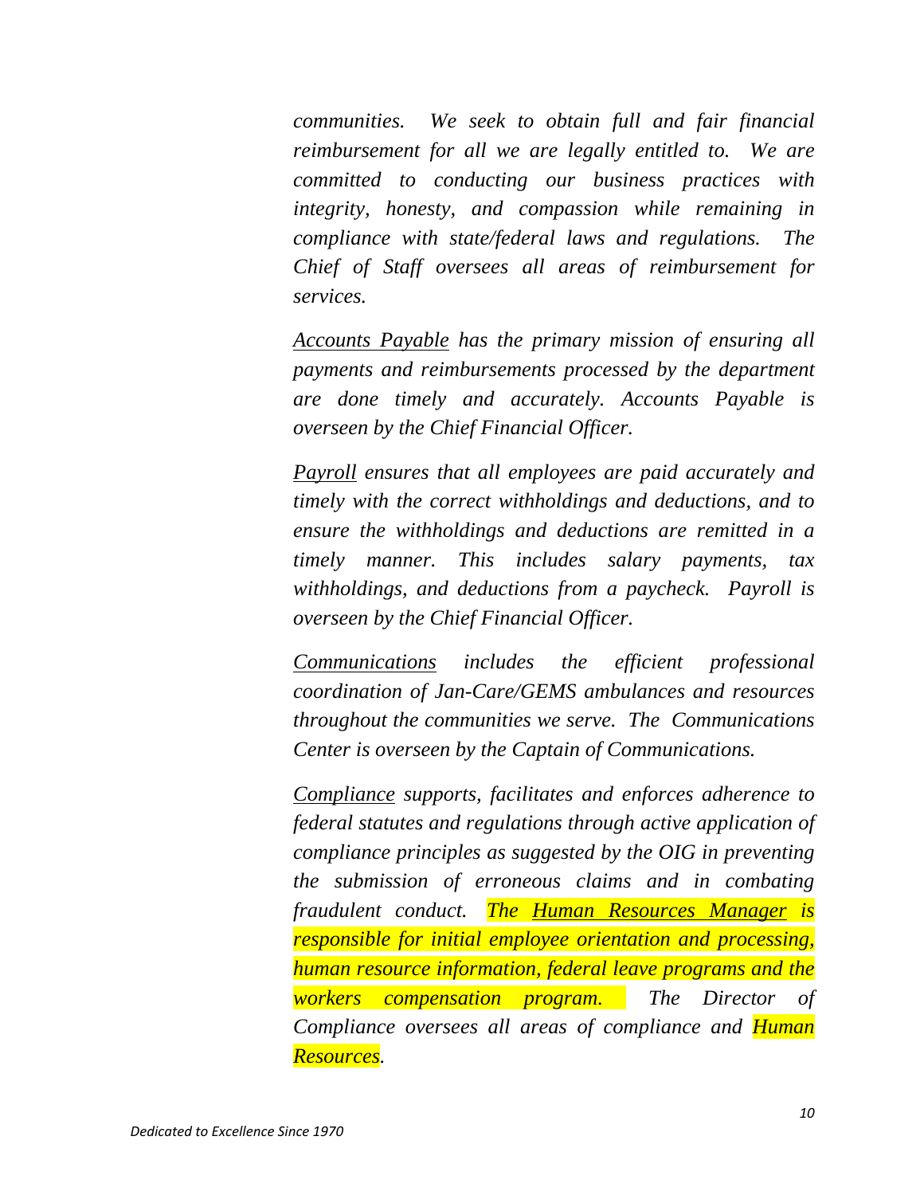*communities. We seek to obtain full and fair financial reimbursement for all we are legally entitled to. We are committed to conducting our business practices with integrity, honesty, and compassion while remaining in compliance with state/federal laws and regulations. The Chief of Staff oversees all areas of reimbursement for services.*

*<u>Accounts Payable</u> has the primary mission of ensuring all payments and reimbursements processed by the department are done timely and accurately. Accounts Payable is overseen by the Chief Financial Officer.*

*<u>Payroll</u> ensures that all employees are paid accurately and timely with the correct withholdings and deductions, and to ensure the withholdings and deductions are remitted in a timely manner. This includes salary payments, tax withholdings, and deductions from a paycheck. Payroll is overseen by the Chief Financial Officer.*

*<u>Communications</u> includes the efficient professional coordination of Jan-Care/GEMS ambulances and resources throughout the communities we serve. The Communications Center is overseen by the Captain of Communications.*

*<u>Compliance</u> supports, facilitates and enforces adherence to federal statutes and regulations through active application of compliance principles as suggested by the OIG in preventing the submission of erroneous claims and in combating fraudulent conduct. The <u>Human Resources Manager</u> is responsible for initial employee orientation and processing, human resource information, federal leave programs and the workers compensation program. The Director of Compliance oversees all areas of compliance and Human Resources.*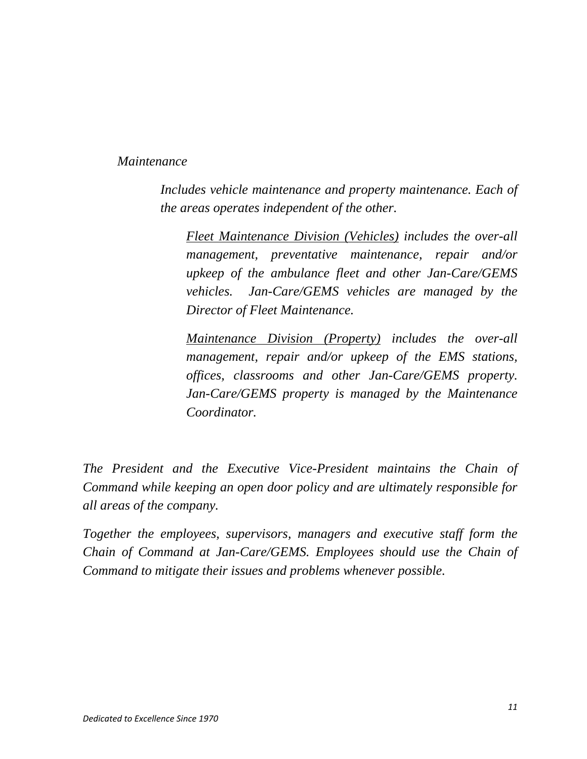*Maintenance*

*Includes vehicle maintenance and property maintenance. Each of the areas operates independent of the other.*

*<u>Fleet Maintenance Division (Vehicles)</u> includes the over-all management, preventative maintenance, repair and/or upkeep of the ambulance fleet and other Jan-Care/GEMS vehicles. Jan-Care/GEMS vehicles are managed by the Director of Fleet Maintenance.*

*<u>Maintenance Division (Property)</u> includes the over-all management, repair and/or upkeep of the EMS stations, offices, classrooms and other Jan-Care/GEMS property. Jan-Care/GEMS property is managed by the Maintenance Coordinator.*

*The President and the Executive Vice-President maintains the Chain of Command while keeping an open door policy and are ultimately responsible for all areas of the company.*

*Together the employees, supervisors, managers and executive staff form the Chain of Command at Jan-Care/GEMS. Employees should use the Chain of Command to mitigate their issues and problems whenever possible.*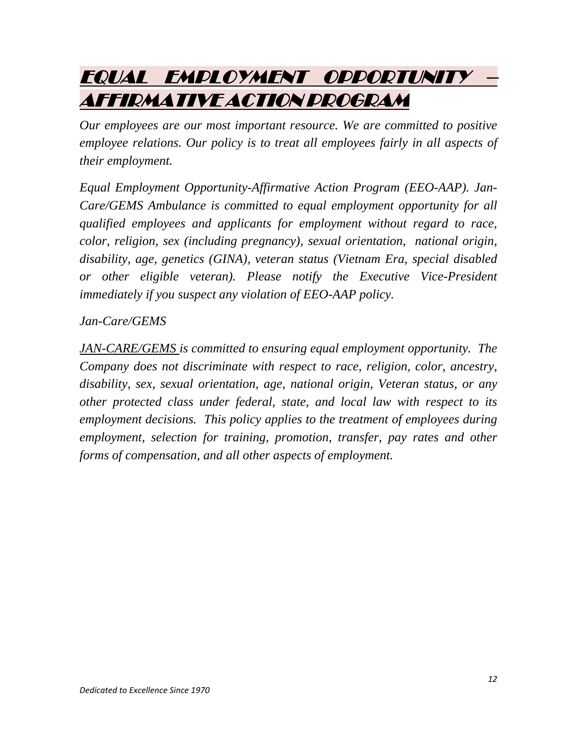# EQUAL EMPLOYMENT OPPORTUNITY – AFFIRMATIVE ACTION PROGRAM

*Our employees are our most important resource. We are committed to positive employee relations. Our policy is to treat all employees fairly in all aspects of their employment.*

*Equal Employment Opportunity-Affirmative Action Program (EEO-AAP). Jan-Care/GEMS Ambulance is committed to equal employment opportunity for all qualified employees and applicants for employment without regard to race, color, religion, sex (including pregnancy), sexual orientation, national origin, disability, age, genetics (GINA), veteran status (Vietnam Era, special disabled or other eligible veteran). Please notify the Executive Vice-President immediately if you suspect any violation of EEO-AAP policy.*

*Jan-Care/GEMS*

*JAN-CARE/GEMS is committed to ensuring equal employment opportunity. The Company does not discriminate with respect to race, religion, color, ancestry, disability, sex, sexual orientation, age, national origin, Veteran status, or any other protected class under federal, state, and local law with respect to its employment decisions. This policy applies to the treatment of employees during employment, selection for training, promotion, transfer, pay rates and other forms of compensation, and all other aspects of employment.*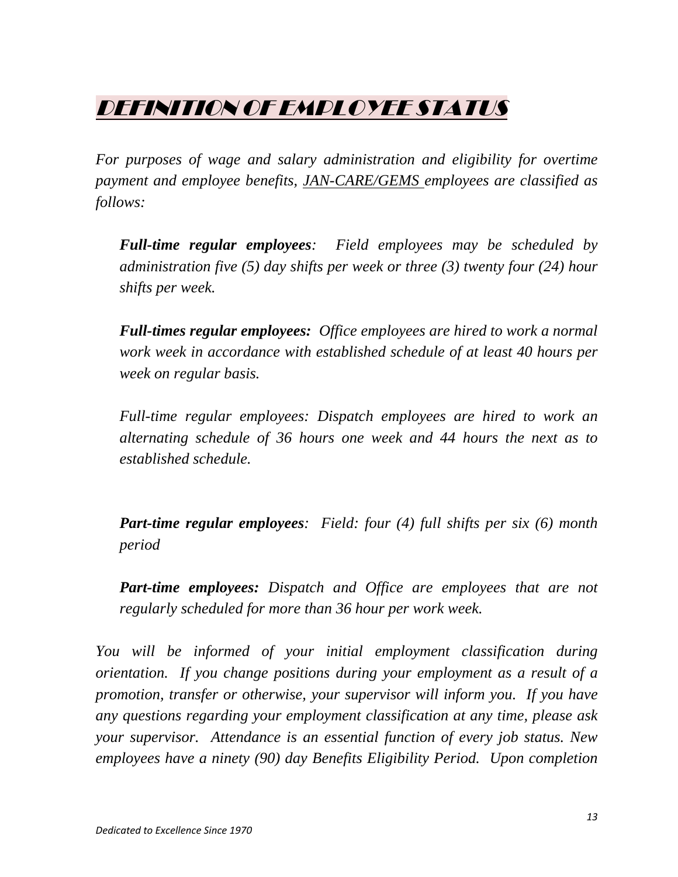# *DEFINITION OF EMPLOYEE STATUS*

*For purposes of wage and salary administration and eligibility for overtime payment and employee benefits, JAN-CARE/GEMS employees are classified as follows:*

> ***Full-time regular employees**: Field employees may be scheduled by administration five (5) day shifts per week or three (3) twenty four (24) hour shifts per week.*
>
> ***Full-times regular employees:** Office employees are hired to work a normal work week in accordance with established schedule of at least 40 hours per week on regular basis.*
>
> *Full-time regular employees: Dispatch employees are hired to work an alternating schedule of 36 hours one week and 44 hours the next as to established schedule.*
>
> ***Part-time regular employees**: Field: four (4) full shifts per six (6) month period*
>
> ***Part-time employees:** Dispatch and Office are employees that are not regularly scheduled for more than 36 hour per work week.*

*You will be informed of your initial employment classification during orientation. If you change positions during your employment as a result of a promotion, transfer or otherwise, your supervisor will inform you. If you have any questions regarding your employment classification at any time, please ask your supervisor. Attendance is an essential function of every job status. New employees have a ninety (90) day Benefits Eligibility Period. Upon completion*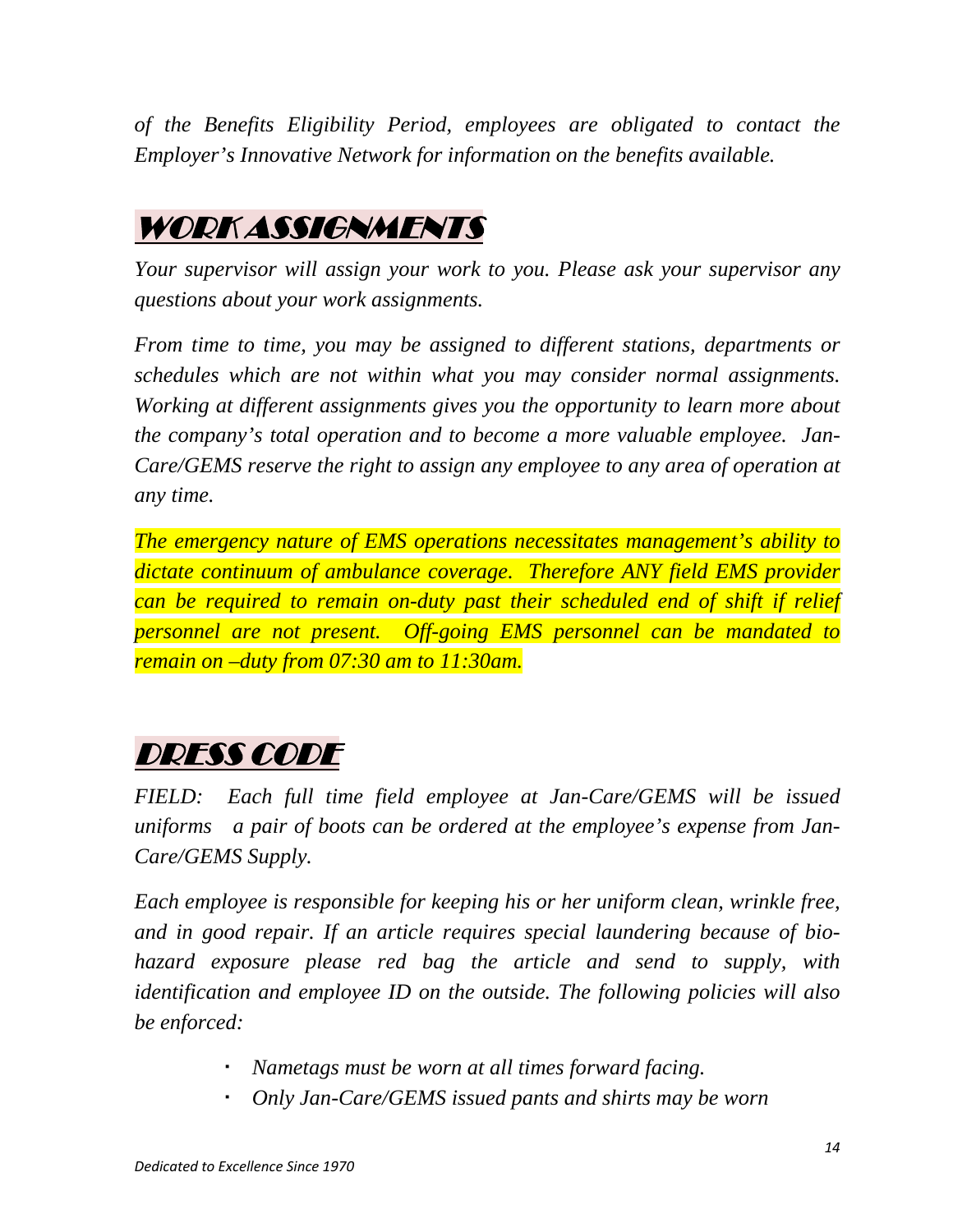*of the Benefits Eligibility Period, employees are obligated to contact the Employer's Innovative Network for information on the benefits available.*

## WORK ASSIGNMENTS

*Your supervisor will assign your work to you. Please ask your supervisor any questions about your work assignments.*

*From time to time, you may be assigned to different stations, departments or schedules which are not within what you may consider normal assignments. Working at different assignments gives you the opportunity to learn more about the company's total operation and to become a more valuable employee. Jan-Care/GEMS reserve the right to assign any employee to any area of operation at any time.*

*The emergency nature of EMS operations necessitates management's ability to dictate continuum of ambulance coverage. Therefore ANY field EMS provider can be required to remain on-duty past their scheduled end of shift if relief personnel are not present. Off-going EMS personnel can be mandated to remain on –duty from 07:30 am to 11:30am.*

## DRESS CODE

*FIELD: Each full time field employee at Jan-Care/GEMS will be issued uniforms a pair of boots can be ordered at the employee's expense from Jan-Care/GEMS Supply.*

*Each employee is responsible for keeping his or her uniform clean, wrinkle free, and in good repair. If an article requires special laundering because of bio-hazard exposure please red bag the article and send to supply, with identification and employee ID on the outside. The following policies will also be enforced:*

- *Nametags must be worn at all times forward facing.*
- *Only Jan-Care/GEMS issued pants and shirts may be worn*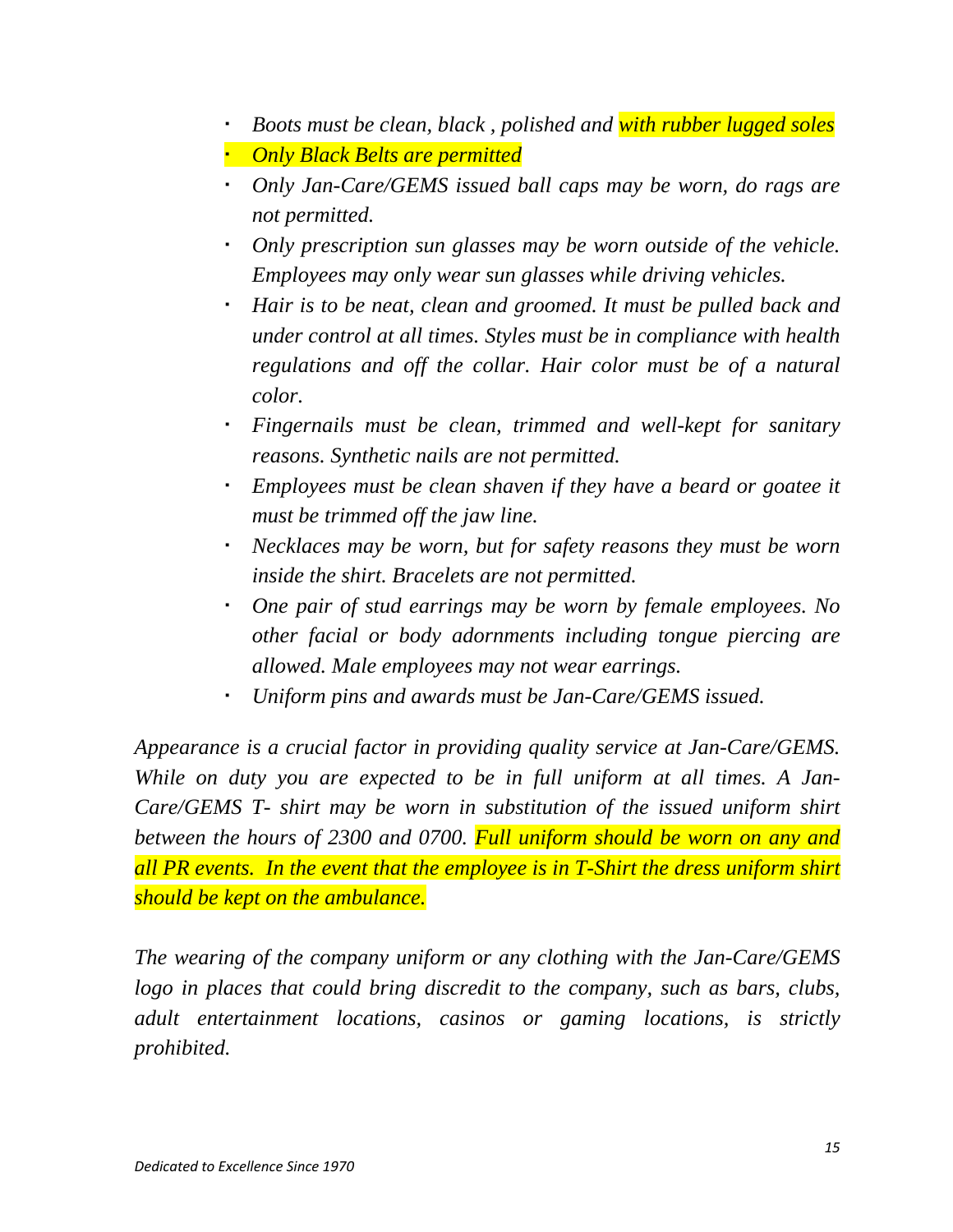- *Boots must be clean, black , polished and with rubber lugged soles*
- *Only Black Belts are permitted*
- *Only Jan-Care/GEMS issued ball caps may be worn, do rags are not permitted.*
- *Only prescription sun glasses may be worn outside of the vehicle. Employees may only wear sun glasses while driving vehicles.*
- *Hair is to be neat, clean and groomed. It must be pulled back and under control at all times. Styles must be in compliance with health regulations and off the collar. Hair color must be of a natural color.*
- *Fingernails must be clean, trimmed and well-kept for sanitary reasons. Synthetic nails are not permitted.*
- *Employees must be clean shaven if they have a beard or goatee it must be trimmed off the jaw line.*
- *Necklaces may be worn, but for safety reasons they must be worn inside the shirt. Bracelets are not permitted.*
- *One pair of stud earrings may be worn by female employees. No other facial or body adornments including tongue piercing are allowed. Male employees may not wear earrings.*
- *Uniform pins and awards must be Jan-Care/GEMS issued.*

*Appearance is a crucial factor in providing quality service at Jan-Care/GEMS. While on duty you are expected to be in full uniform at all times. A Jan-Care/GEMS T- shirt may be worn in substitution of the issued uniform shirt between the hours of 2300 and 0700. Full uniform should be worn on any and all PR events. In the event that the employee is in T-Shirt the dress uniform shirt should be kept on the ambulance.*

*The wearing of the company uniform or any clothing with the Jan-Care/GEMS logo in places that could bring discredit to the company, such as bars, clubs, adult entertainment locations, casinos or gaming locations, is strictly prohibited.*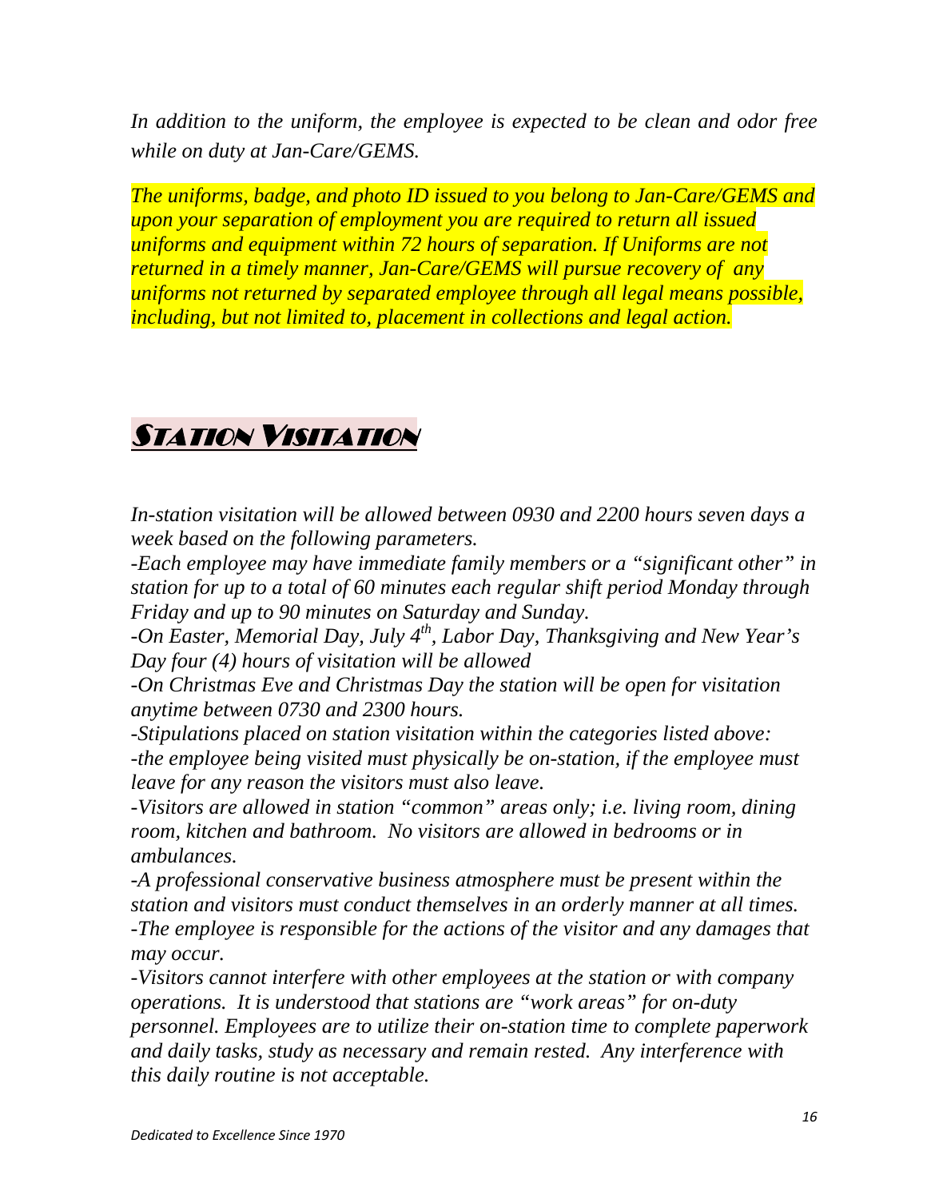*In addition to the uniform, the employee is expected to be clean and odor free while on duty at Jan-Care/GEMS.*

*The uniforms, badge, and photo ID issued to you belong to Jan-Care/GEMS and upon your separation of employment you are required to return all issued uniforms and equipment within 72 hours of separation. If Uniforms are not returned in a timely manner, Jan-Care/GEMS will pursue recovery of any uniforms not returned by separated employee through all legal means possible, including, but not limited to, placement in collections and legal action.*

## Station Visitation

*In-station visitation will be allowed between 0930 and 2200 hours seven days a week based on the following parameters.*

*-Each employee may have immediate family members or a "significant other" in station for up to a total of 60 minutes each regular shift period Monday through Friday and up to 90 minutes on Saturday and Sunday.*

*-On Easter, Memorial Day, July 4th, Labor Day, Thanksgiving and New Year's Day four (4) hours of visitation will be allowed*

*-On Christmas Eve and Christmas Day the station will be open for visitation anytime between 0730 and 2300 hours.*

*-Stipulations placed on station visitation within the categories listed above:*

*-the employee being visited must physically be on-station, if the employee must leave for any reason the visitors must also leave.*

*-Visitors are allowed in station "common" areas only; i.e. living room, dining room, kitchen and bathroom. No visitors are allowed in bedrooms or in ambulances.*

*-A professional conservative business atmosphere must be present within the station and visitors must conduct themselves in an orderly manner at all times.*

*-The employee is responsible for the actions of the visitor and any damages that may occur.*

*-Visitors cannot interfere with other employees at the station or with company operations. It is understood that stations are "work areas" for on-duty personnel. Employees are to utilize their on-station time to complete paperwork and daily tasks, study as necessary and remain rested. Any interference with this daily routine is not acceptable.*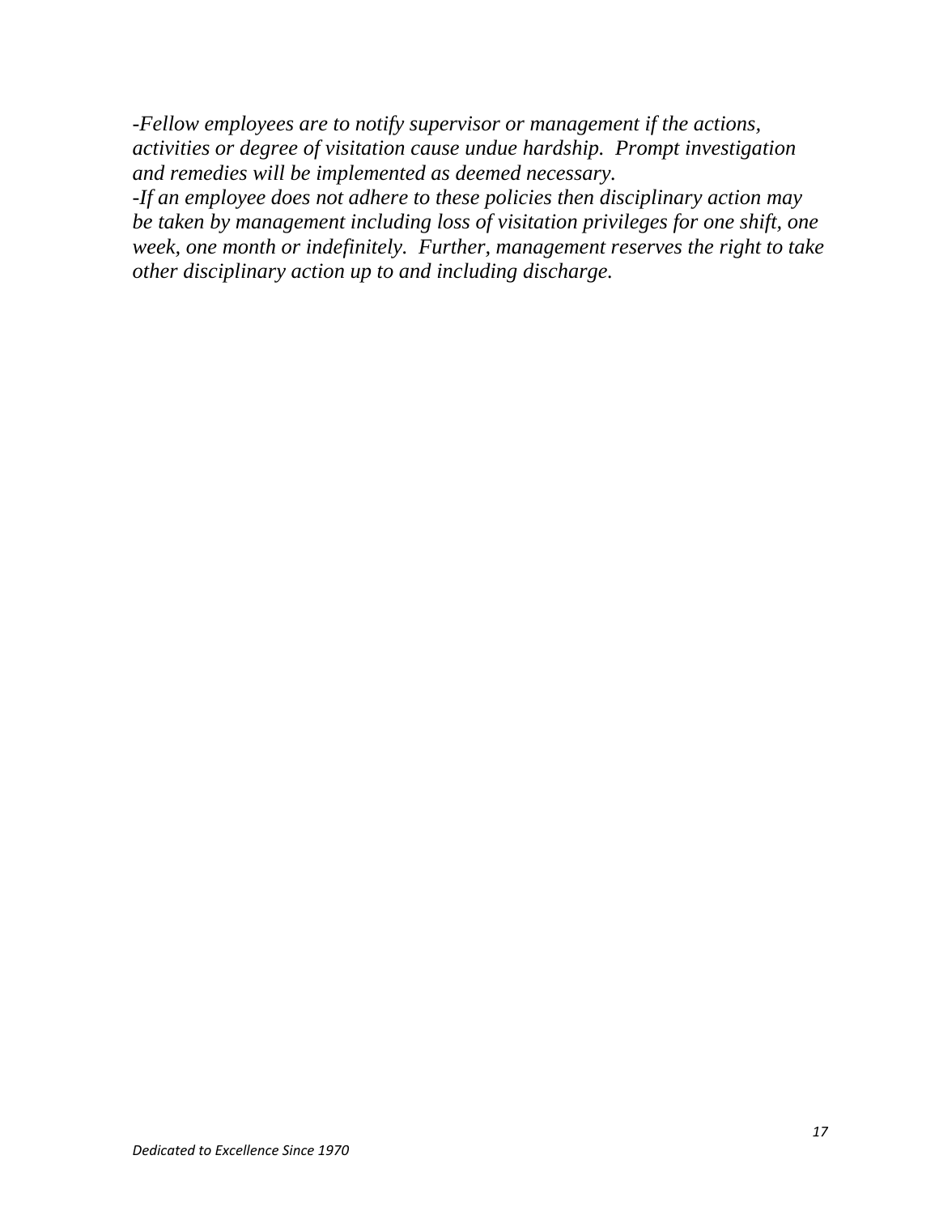*-Fellow employees are to notify supervisor or management if the actions, activities or degree of visitation cause undue hardship.  Prompt investigation and remedies will be implemented as deemed necessary.*

*-If an employee does not adhere to these policies then disciplinary action may be taken by management including loss of visitation privileges for one shift, one week, one month or indefinitely.  Further, management reserves the right to take other disciplinary action up to and including discharge.*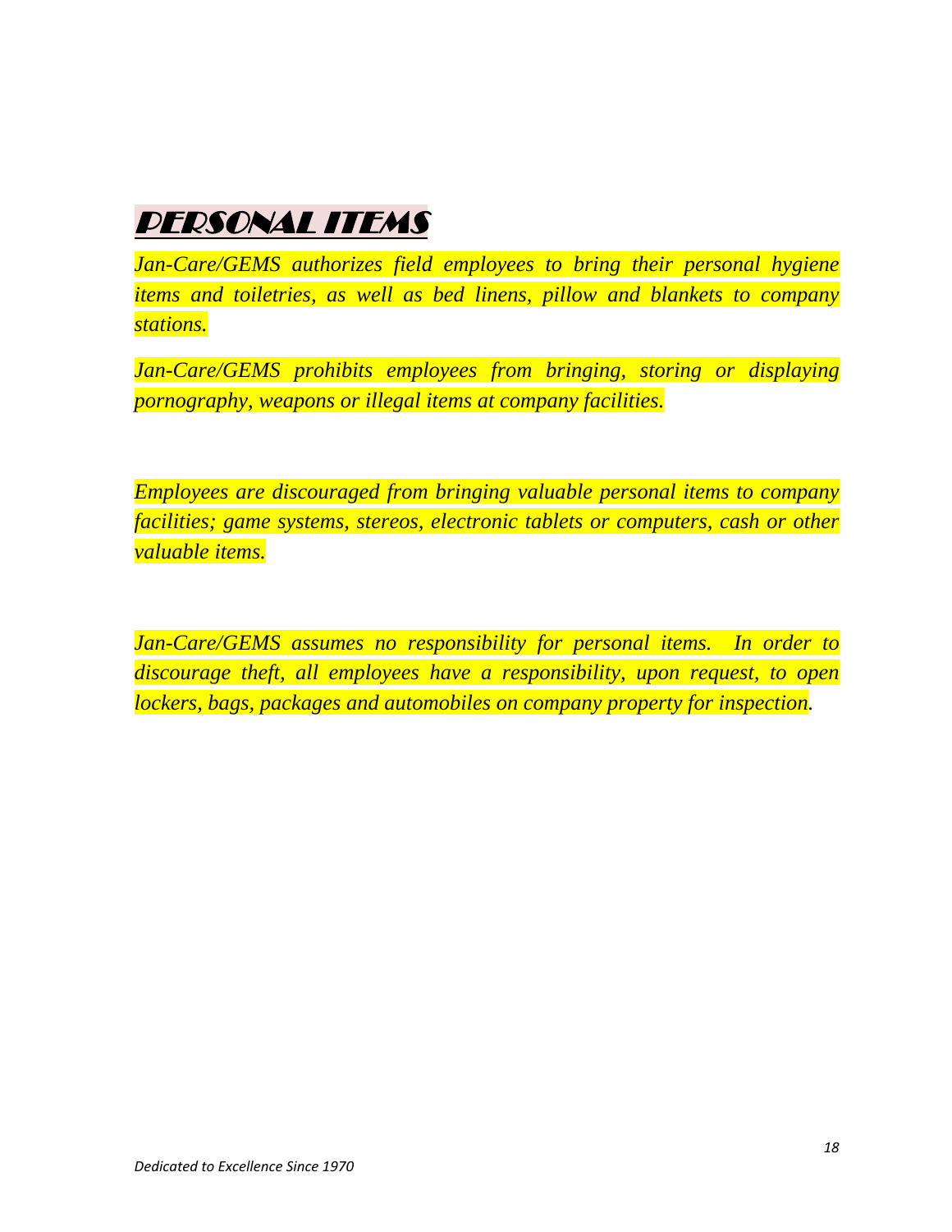# PERSONAL ITEMS

*Jan-Care/GEMS authorizes field employees to bring their personal hygiene items and toiletries, as well as bed linens, pillow and blankets to company stations.*

*Jan-Care/GEMS prohibits employees from bringing, storing or displaying pornography, weapons or illegal items at company facilities.*

*Employees are discouraged from bringing valuable personal items to company facilities; game systems, stereos, electronic tablets or computers, cash or other valuable items.*

*Jan-Care/GEMS assumes no responsibility for personal items. In order to discourage theft, all employees have a responsibility, upon request, to open lockers, bags, packages and automobiles on company property for inspection.*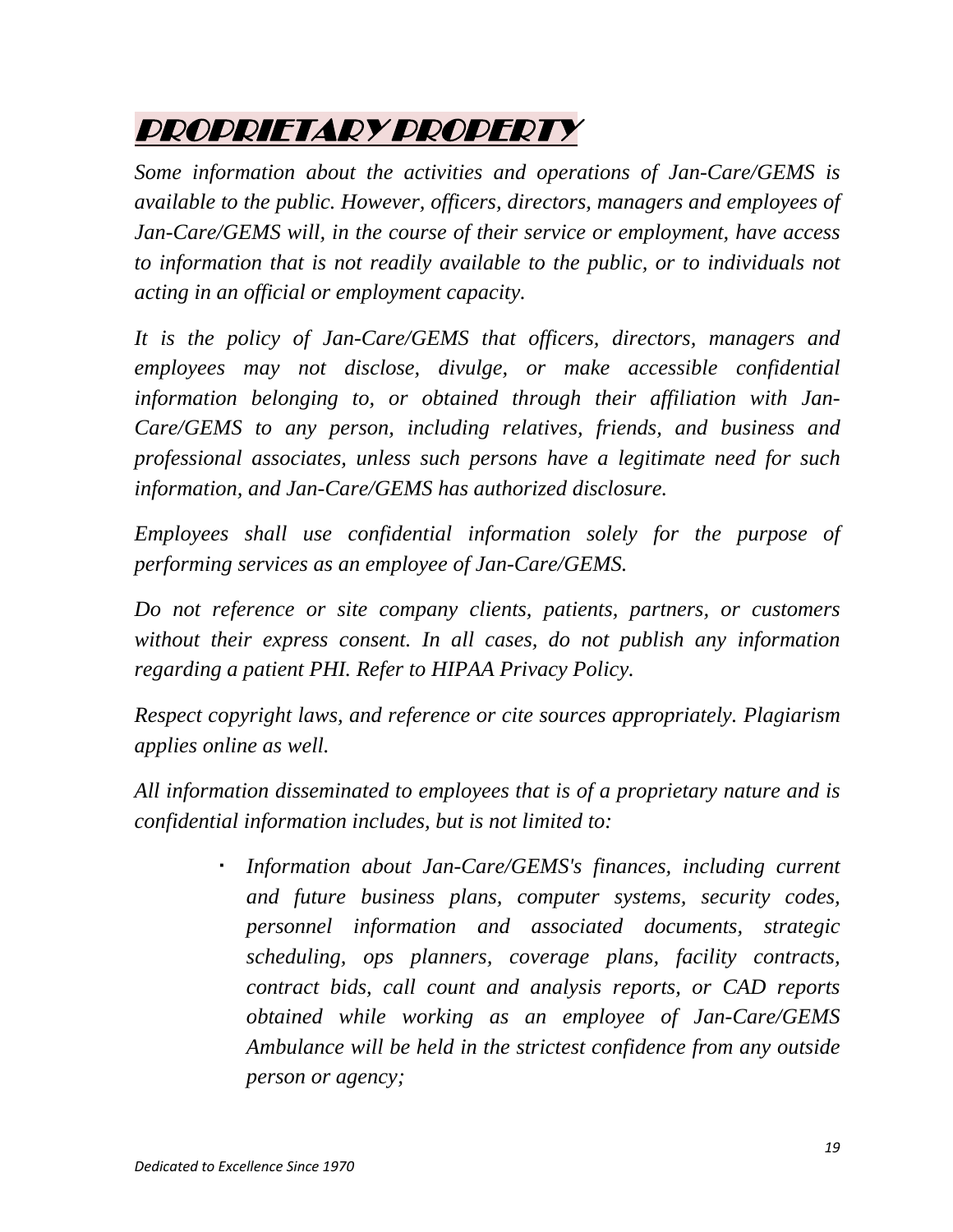# PROPRIETARY PROPERTY

*Some information about the activities and operations of Jan-Care/GEMS is available to the public. However, officers, directors, managers and employees of Jan-Care/GEMS will, in the course of their service or employment, have access to information that is not readily available to the public, or to individuals not acting in an official or employment capacity.*

*It is the policy of Jan-Care/GEMS that officers, directors, managers and employees may not disclose, divulge, or make accessible confidential information belonging to, or obtained through their affiliation with Jan-Care/GEMS to any person, including relatives, friends, and business and professional associates, unless such persons have a legitimate need for such information, and Jan-Care/GEMS has authorized disclosure.*

*Employees shall use confidential information solely for the purpose of performing services as an employee of Jan-Care/GEMS.*

*Do not reference or site company clients, patients, partners, or customers without their express consent. In all cases, do not publish any information regarding a patient PHI. Refer to HIPAA Privacy Policy.*

*Respect copyright laws, and reference or cite sources appropriately. Plagiarism applies online as well.*

*All information disseminated to employees that is of a proprietary nature and is confidential information includes, but is not limited to:*

- *Information about Jan-Care/GEMS's finances, including current and future business plans, computer systems, security codes, personnel information and associated documents, strategic scheduling, ops planners, coverage plans, facility contracts, contract bids, call count and analysis reports, or CAD reports obtained while working as an employee of Jan-Care/GEMS Ambulance will be held in the strictest confidence from any outside person or agency;*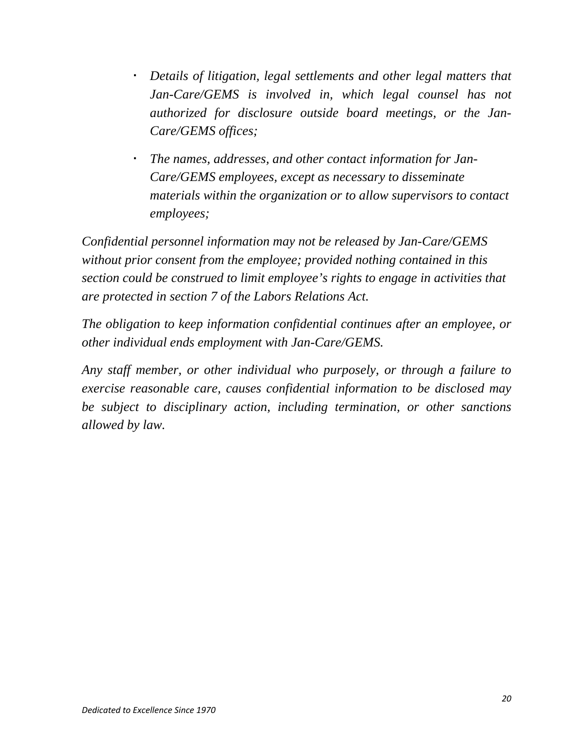- *Details of litigation, legal settlements and other legal matters that Jan-Care/GEMS is involved in, which legal counsel has not authorized for disclosure outside board meetings, or the Jan-Care/GEMS offices;*
- *The names, addresses, and other contact information for Jan-Care/GEMS employees, except as necessary to disseminate materials within the organization or to allow supervisors to contact employees;*

*Confidential personnel information may not be released by Jan-Care/GEMS without prior consent from the employee; provided nothing contained in this section could be construed to limit employee's rights to engage in activities that are protected in section 7 of the Labors Relations Act.*

*The obligation to keep information confidential continues after an employee, or other individual ends employment with Jan-Care/GEMS.*

*Any staff member, or other individual who purposely, or through a failure to exercise reasonable care, causes confidential information to be disclosed may be subject to disciplinary action, including termination, or other sanctions allowed by law.*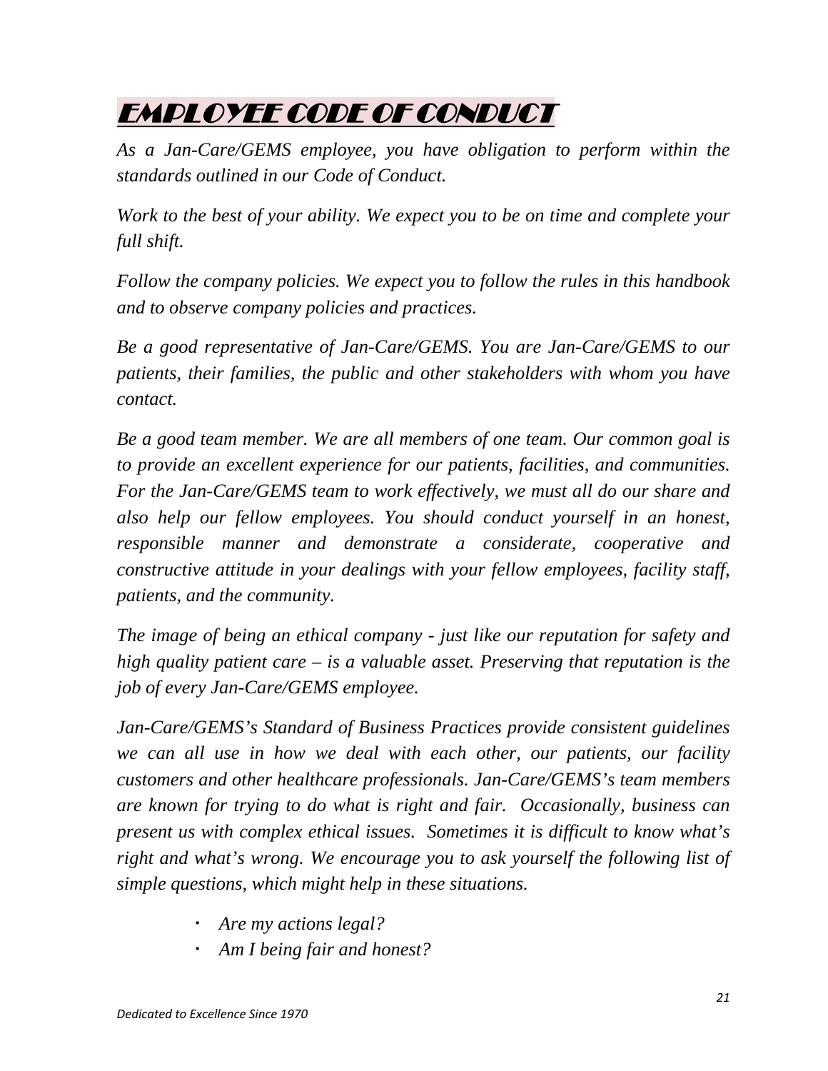# EMPLOYEE CODE OF CONDUCT

*As a Jan-Care/GEMS employee, you have obligation to perform within the standards outlined in our Code of Conduct.*

*Work to the best of your ability. We expect you to be on time and complete your full shift.*

*Follow the company policies. We expect you to follow the rules in this handbook and to observe company policies and practices.*

*Be a good representative of Jan-Care/GEMS. You are Jan-Care/GEMS to our patients, their families, the public and other stakeholders with whom you have contact.*

*Be a good team member. We are all members of one team. Our common goal is to provide an excellent experience for our patients, facilities, and communities. For the Jan-Care/GEMS team to work effectively, we must all do our share and also help our fellow employees. You should conduct yourself in an honest, responsible manner and demonstrate a considerate, cooperative and constructive attitude in your dealings with your fellow employees, facility staff, patients, and the community.*

*The image of being an ethical company - just like our reputation for safety and high quality patient care – is a valuable asset. Preserving that reputation is the job of every Jan-Care/GEMS employee.*

*Jan-Care/GEMS's Standard of Business Practices provide consistent guidelines we can all use in how we deal with each other, our patients, our facility customers and other healthcare professionals. Jan-Care/GEMS's team members are known for trying to do what is right and fair. Occasionally, business can present us with complex ethical issues. Sometimes it is difficult to know what's right and what's wrong. We encourage you to ask yourself the following list of simple questions, which might help in these situations.*

- *Are my actions legal?*
- *Am I being fair and honest?*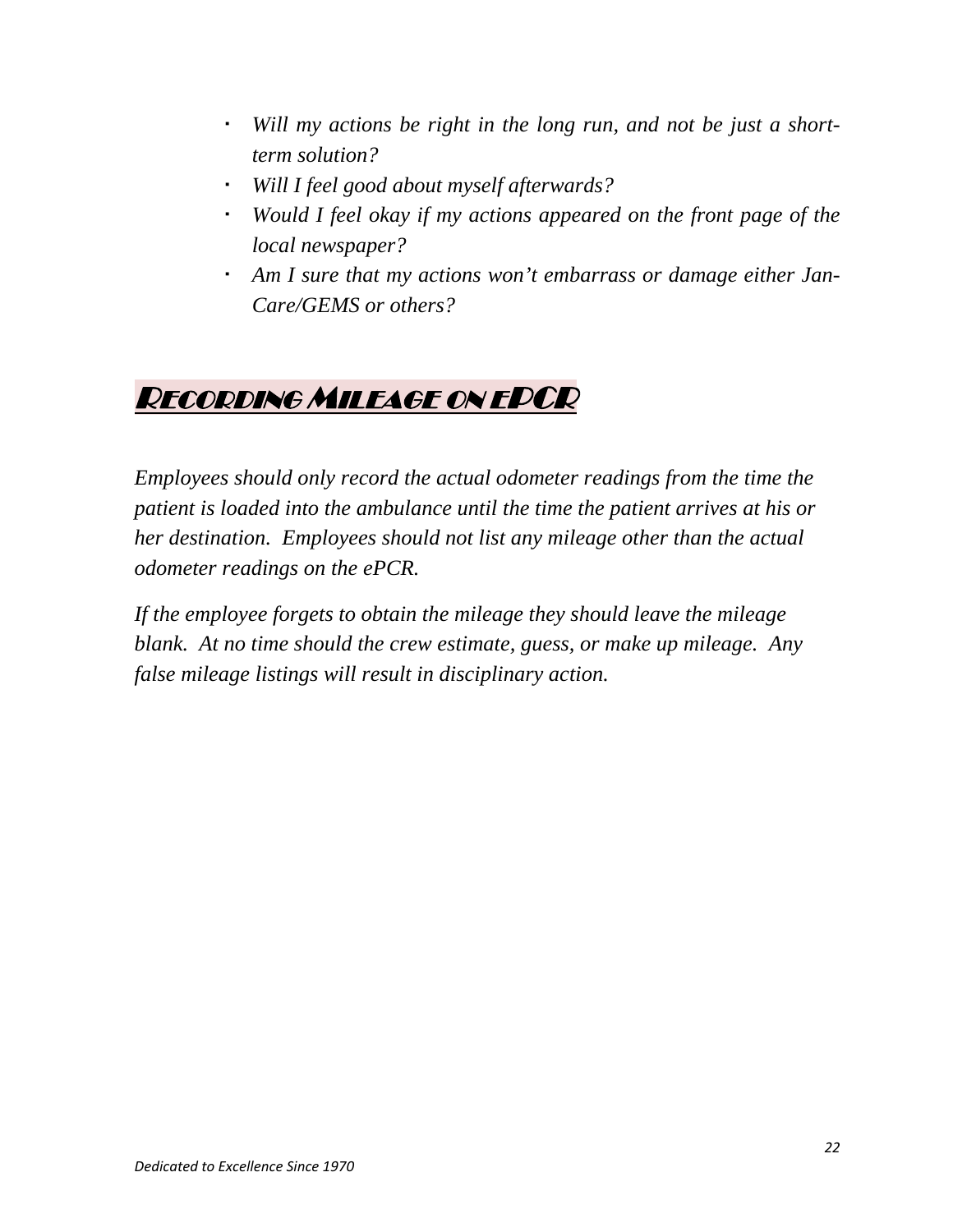- *Will my actions be right in the long run, and not be just a short-term solution?*
- *Will I feel good about myself afterwards?*
- *Would I feel okay if my actions appeared on the front page of the local newspaper?*
- *Am I sure that my actions won't embarrass or damage either Jan-Care/GEMS or others?*

## Recording Mileage on ePCR

*Employees should only record the actual odometer readings from the time the patient is loaded into the ambulance until the time the patient arrives at his or her destination. Employees should not list any mileage other than the actual odometer readings on the ePCR.*

*If the employee forgets to obtain the mileage they should leave the mileage blank. At no time should the crew estimate, guess, or make up mileage. Any false mileage listings will result in disciplinary action.*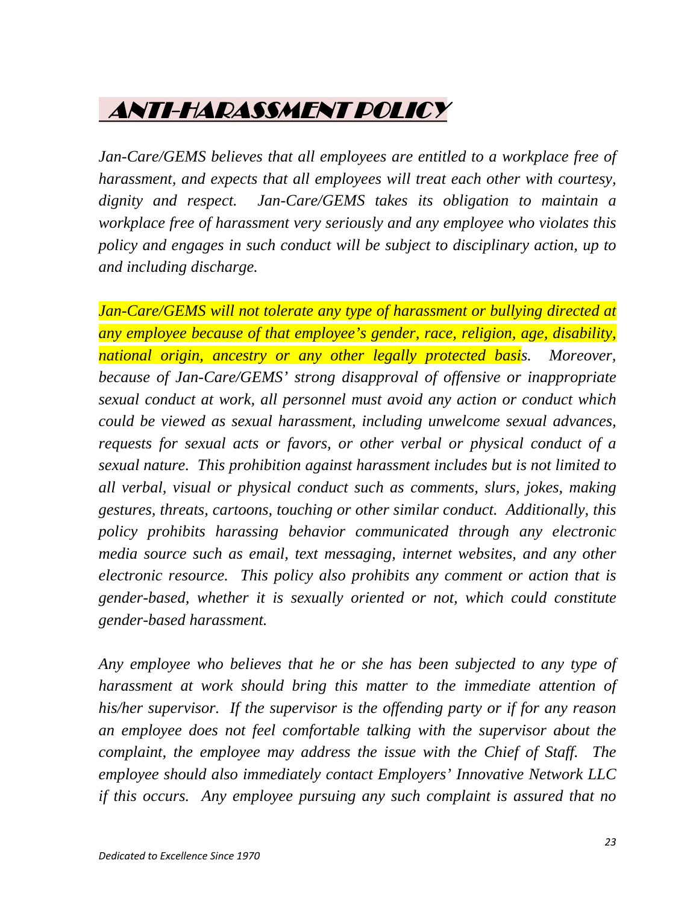# ANTI-HARASSMENT POLICY

*Jan-Care/GEMS believes that all employees are entitled to a workplace free of harassment, and expects that all employees will treat each other with courtesy, dignity and respect. Jan-Care/GEMS takes its obligation to maintain a workplace free of harassment very seriously and any employee who violates this policy and engages in such conduct will be subject to disciplinary action, up to and including discharge.*

*Jan-Care/GEMS will not tolerate any type of harassment or bullying directed at any employee because of that employee's gender, race, religion, age, disability, national origin, ancestry or any other legally protected basis. Moreover, because of Jan-Care/GEMS' strong disapproval of offensive or inappropriate sexual conduct at work, all personnel must avoid any action or conduct which could be viewed as sexual harassment, including unwelcome sexual advances, requests for sexual acts or favors, or other verbal or physical conduct of a sexual nature. This prohibition against harassment includes but is not limited to all verbal, visual or physical conduct such as comments, slurs, jokes, making gestures, threats, cartoons, touching or other similar conduct. Additionally, this policy prohibits harassing behavior communicated through any electronic media source such as email, text messaging, internet websites, and any other electronic resource. This policy also prohibits any comment or action that is gender-based, whether it is sexually oriented or not, which could constitute gender-based harassment.*

*Any employee who believes that he or she has been subjected to any type of harassment at work should bring this matter to the immediate attention of his/her supervisor. If the supervisor is the offending party or if for any reason an employee does not feel comfortable talking with the supervisor about the complaint, the employee may address the issue with the Chief of Staff. The employee should also immediately contact Employers' Innovative Network LLC if this occurs. Any employee pursuing any such complaint is assured that no*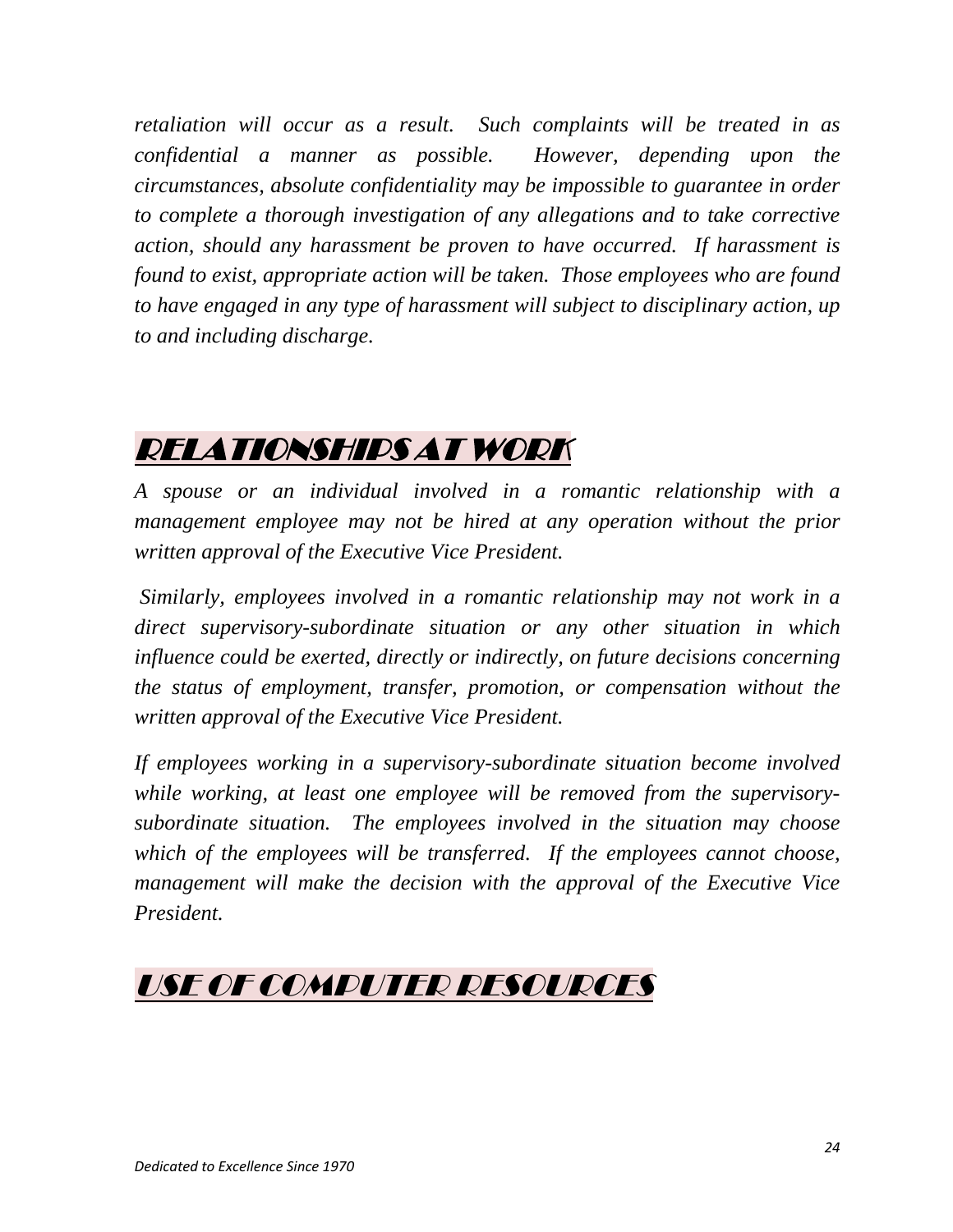*retaliation will occur as a result. Such complaints will be treated in as confidential a manner as possible. However, depending upon the circumstances, absolute confidentiality may be impossible to guarantee in order to complete a thorough investigation of any allegations and to take corrective action, should any harassment be proven to have occurred. If harassment is found to exist, appropriate action will be taken. Those employees who are found to have engaged in any type of harassment will subject to disciplinary action, up to and including discharge.*

## RELATIONSHIPS AT WORK

*A spouse or an individual involved in a romantic relationship with a management employee may not be hired at any operation without the prior written approval of the Executive Vice President.*

*Similarly, employees involved in a romantic relationship may not work in a direct supervisory-subordinate situation or any other situation in which influence could be exerted, directly or indirectly, on future decisions concerning the status of employment, transfer, promotion, or compensation without the written approval of the Executive Vice President.*

*If employees working in a supervisory-subordinate situation become involved while working, at least one employee will be removed from the supervisory-subordinate situation. The employees involved in the situation may choose which of the employees will be transferred. If the employees cannot choose, management will make the decision with the approval of the Executive Vice President.*

## USE OF COMPUTER RESOURCES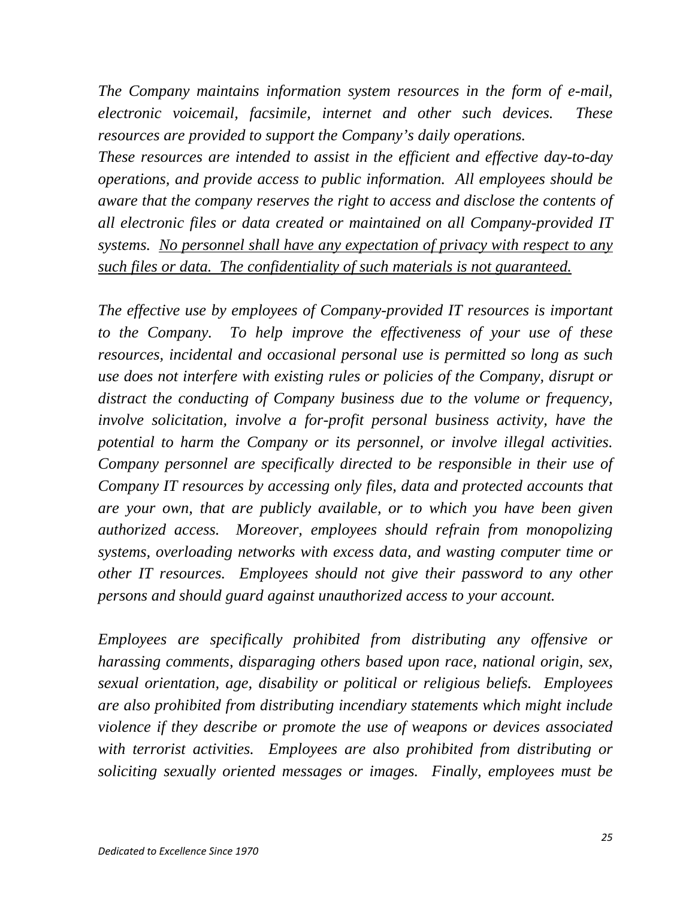*The Company maintains information system resources in the form of e-mail, electronic voicemail, facsimile, internet and other such devices. These resources are provided to support the Company's daily operations.*

*These resources are intended to assist in the efficient and effective day-to-day operations, and provide access to public information. All employees should be aware that the company reserves the right to access and disclose the contents of all electronic files or data created or maintained on all Company-provided IT systems.* <u>*No personnel shall have any expectation of privacy with respect to any such files or data. The confidentiality of such materials is not guaranteed.*</u>

*The effective use by employees of Company-provided IT resources is important to the Company. To help improve the effectiveness of your use of these resources, incidental and occasional personal use is permitted so long as such use does not interfere with existing rules or policies of the Company, disrupt or distract the conducting of Company business due to the volume or frequency, involve solicitation, involve a for-profit personal business activity, have the potential to harm the Company or its personnel, or involve illegal activities. Company personnel are specifically directed to be responsible in their use of Company IT resources by accessing only files, data and protected accounts that are your own, that are publicly available, or to which you have been given authorized access. Moreover, employees should refrain from monopolizing systems, overloading networks with excess data, and wasting computer time or other IT resources. Employees should not give their password to any other persons and should guard against unauthorized access to your account.*

*Employees are specifically prohibited from distributing any offensive or harassing comments, disparaging others based upon race, national origin, sex, sexual orientation, age, disability or political or religious beliefs. Employees are also prohibited from distributing incendiary statements which might include violence if they describe or promote the use of weapons or devices associated with terrorist activities. Employees are also prohibited from distributing or soliciting sexually oriented messages or images. Finally, employees must be*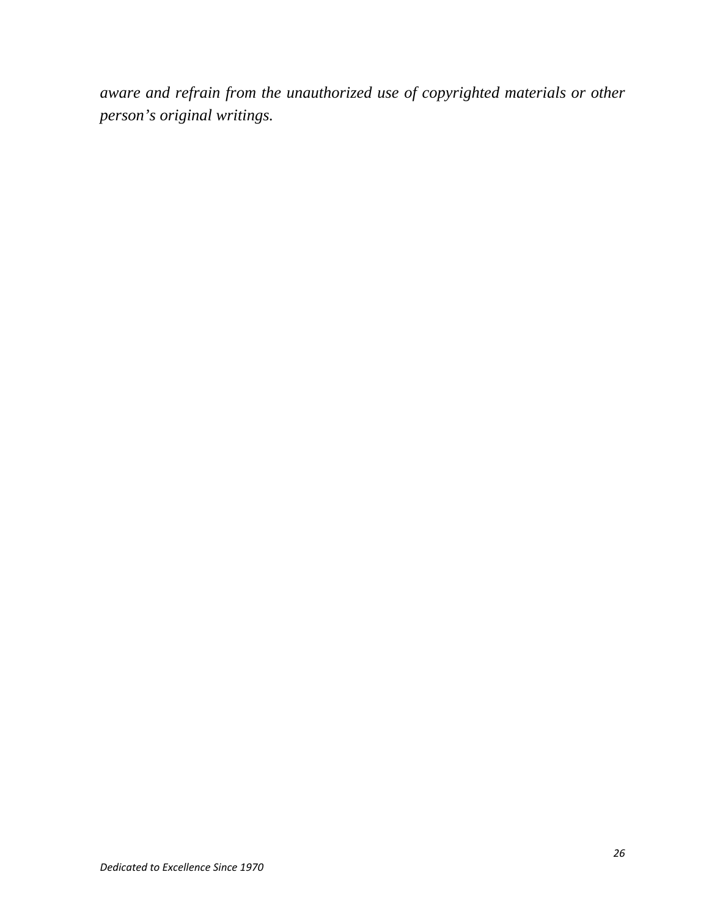*aware and refrain from the unauthorized use of copyrighted materials or other person's original writings.*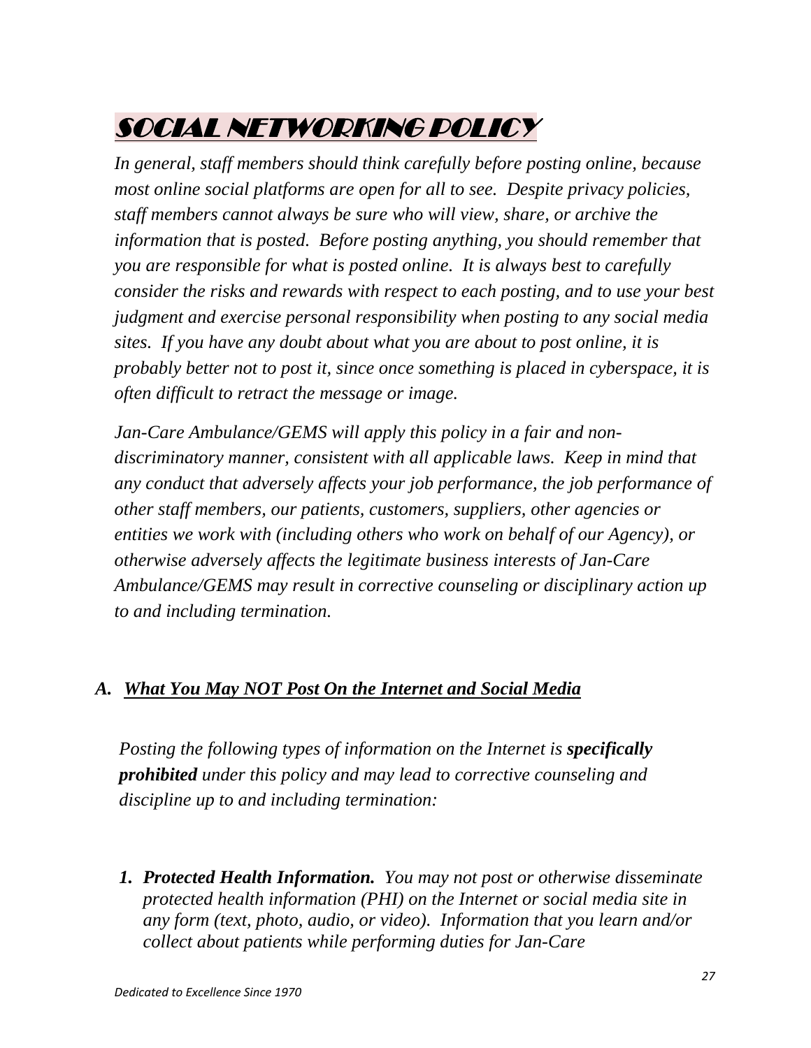# *SOCIAL NETWORKING POLICY*

*In general, staff members should think carefully before posting online, because most online social platforms are open for all to see. Despite privacy policies, staff members cannot always be sure who will view, share, or archive the information that is posted. Before posting anything, you should remember that you are responsible for what is posted online. It is always best to carefully consider the risks and rewards with respect to each posting, and to use your best judgment and exercise personal responsibility when posting to any social media sites. If you have any doubt about what you are about to post online, it is probably better not to post it, since once something is placed in cyberspace, it is often difficult to retract the message or image.*

*Jan-Care Ambulance/GEMS will apply this policy in a fair and non-discriminatory manner, consistent with all applicable laws. Keep in mind that any conduct that adversely affects your job performance, the job performance of other staff members, our patients, customers, suppliers, other agencies or entities we work with (including others who work on behalf of our Agency), or otherwise adversely affects the legitimate business interests of Jan-Care Ambulance/GEMS may result in corrective counseling or disciplinary action up to and including termination.*

## *A. What You May NOT Post On the Internet and Social Media*

*Posting the following types of information on the Internet is* ***specifically prohibited*** *under this policy and may lead to corrective counseling and discipline up to and including termination:*

1. ***Protected Health Information.*** *You may not post or otherwise disseminate protected health information (PHI) on the Internet or social media site in any form (text, photo, audio, or video). Information that you learn and/or collect about patients while performing duties for Jan-Care*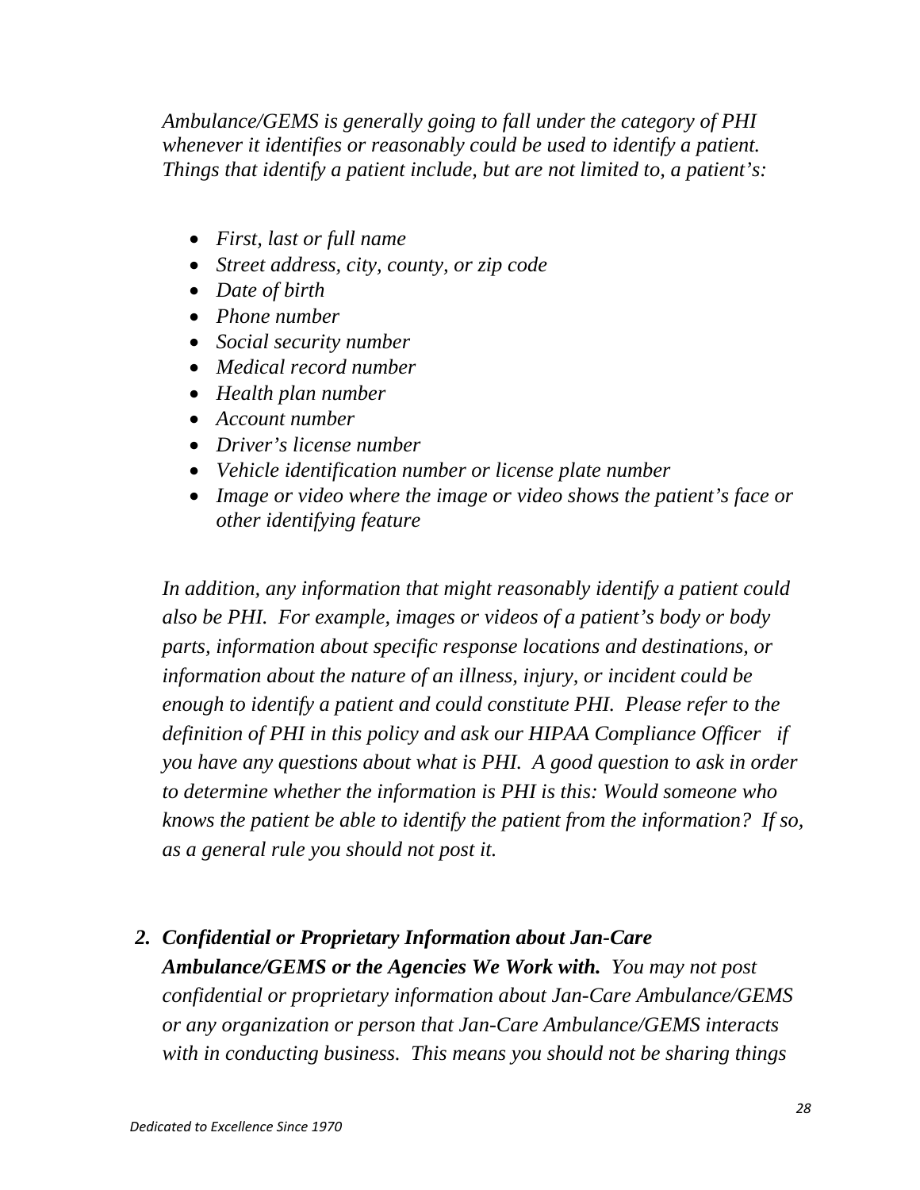*Ambulance/GEMS is generally going to fall under the category of PHI whenever it identifies or reasonably could be used to identify a patient. Things that identify a patient include, but are not limited to, a patient's:*

- *First, last or full name*
- *Street address, city, county, or zip code*
- *Date of birth*
- *Phone number*
- *Social security number*
- *Medical record number*
- *Health plan number*
- *Account number*
- *Driver's license number*
- *Vehicle identification number or license plate number*
- *Image or video where the image or video shows the patient's face or other identifying feature*

*In addition, any information that might reasonably identify a patient could also be PHI. For example, images or videos of a patient's body or body parts, information about specific response locations and destinations, or information about the nature of an illness, injury, or incident could be enough to identify a patient and could constitute PHI. Please refer to the definition of PHI in this policy and ask our HIPAA Compliance Officer if you have any questions about what is PHI. A good question to ask in order to determine whether the information is PHI is this: Would someone who knows the patient be able to identify the patient from the information? If so, as a general rule you should not post it.*

2. ***Confidential or Proprietary Information about Jan-Care Ambulance/GEMS or the Agencies We Work with.*** *You may not post confidential or proprietary information about Jan-Care Ambulance/GEMS or any organization or person that Jan-Care Ambulance/GEMS interacts with in conducting business. This means you should not be sharing things*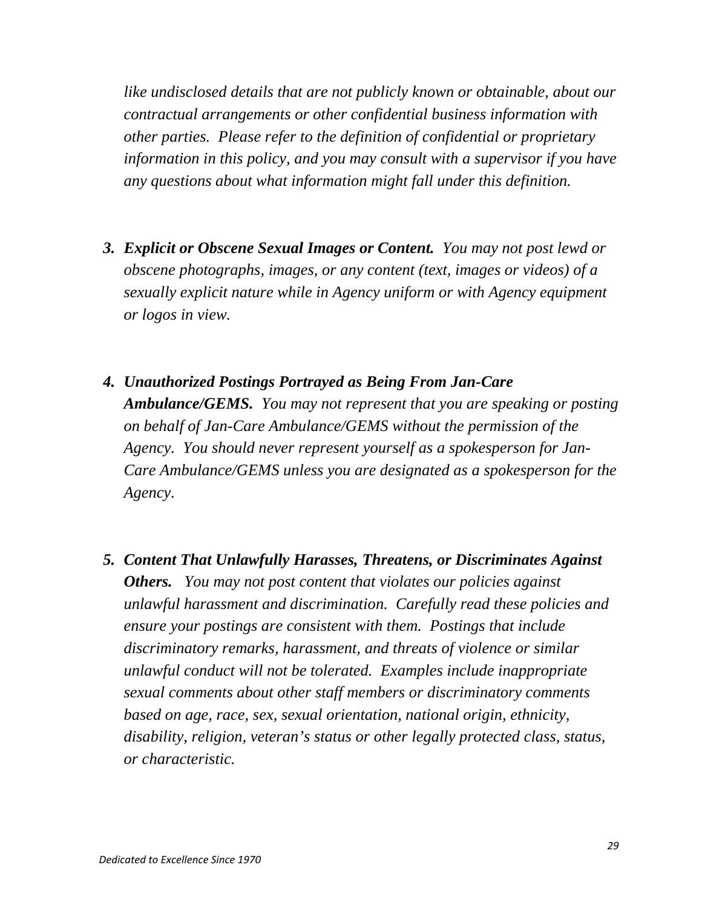*like undisclosed details that are not publicly known or obtainable, about our contractual arrangements or other confidential business information with other parties. Please refer to the definition of confidential or proprietary information in this policy, and you may consult with a supervisor if you have any questions about what information might fall under this definition.*

3. ***Explicit or Obscene Sexual Images or Content.*** *You may not post lewd or obscene photographs, images, or any content (text, images or videos) of a sexually explicit nature while in Agency uniform or with Agency equipment or logos in view.*

4. ***Unauthorized Postings Portrayed as Being From Jan-Care Ambulance/GEMS.*** *You may not represent that you are speaking or posting on behalf of Jan-Care Ambulance/GEMS without the permission of the Agency. You should never represent yourself as a spokesperson for Jan-Care Ambulance/GEMS unless you are designated as a spokesperson for the Agency.*

5. ***Content That Unlawfully Harasses, Threatens, or Discriminates Against Others.*** *You may not post content that violates our policies against unlawful harassment and discrimination. Carefully read these policies and ensure your postings are consistent with them. Postings that include discriminatory remarks, harassment, and threats of violence or similar unlawful conduct will not be tolerated. Examples include inappropriate sexual comments about other staff members or discriminatory comments based on age, race, sex, sexual orientation, national origin, ethnicity, disability, religion, veteran's status or other legally protected class, status, or characteristic.*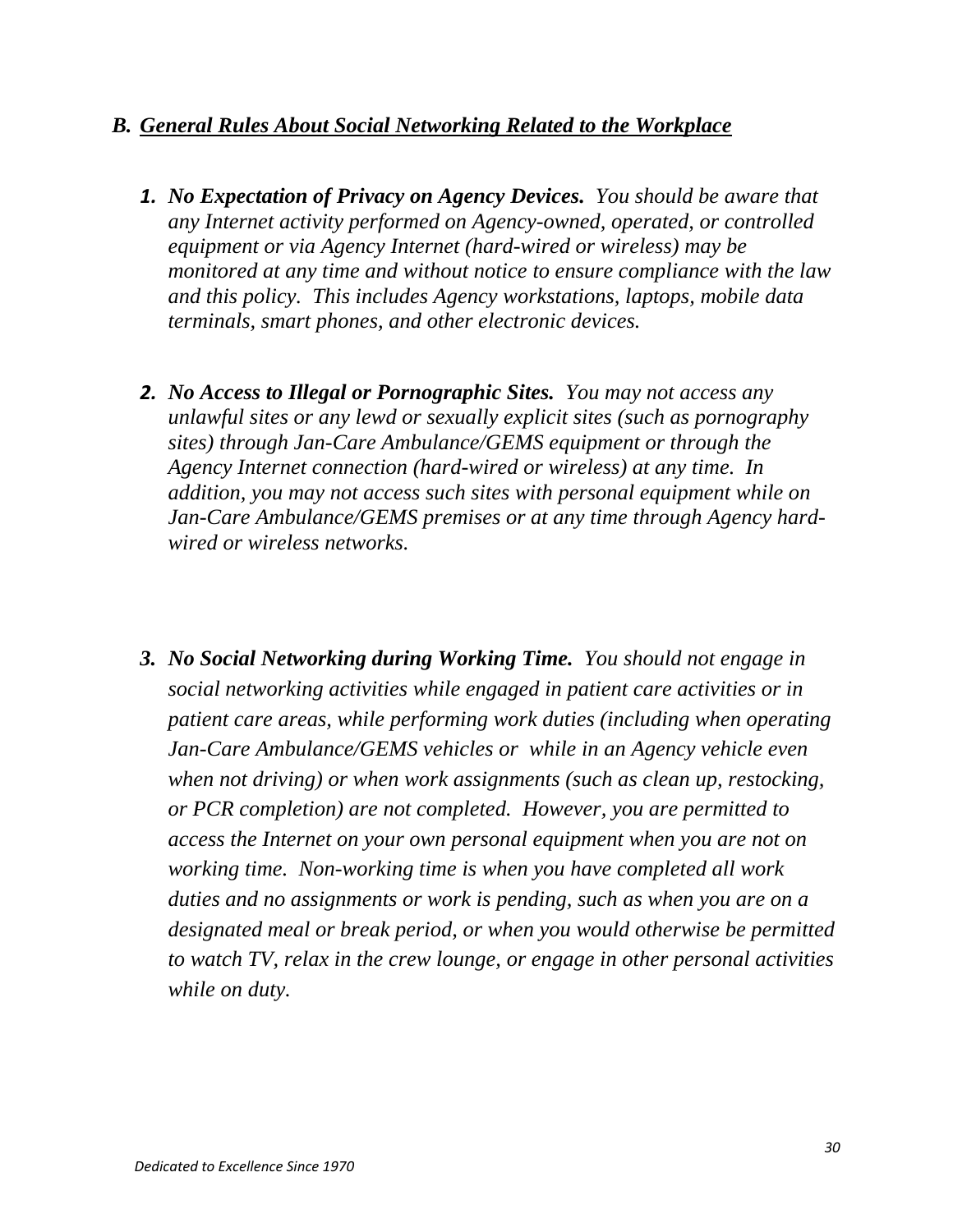## B. ***General Rules About Social Networking Related to the Workplace***

1. ***No Expectation of Privacy on Agency Devices.*** *You should be aware that any Internet activity performed on Agency-owned, operated, or controlled equipment or via Agency Internet (hard-wired or wireless) may be monitored at any time and without notice to ensure compliance with the law and this policy. This includes Agency workstations, laptops, mobile data terminals, smart phones, and other electronic devices.*

2. ***No Access to Illegal or Pornographic Sites.*** *You may not access any unlawful sites or any lewd or sexually explicit sites (such as pornography sites) through Jan-Care Ambulance/GEMS equipment or through the Agency Internet connection (hard-wired or wireless) at any time. In addition, you may not access such sites with personal equipment while on Jan-Care Ambulance/GEMS premises or at any time through Agency hard-wired or wireless networks.*

3. ***No Social Networking during Working Time.*** *You should not engage in social networking activities while engaged in patient care activities or in patient care areas, while performing work duties (including when operating Jan-Care Ambulance/GEMS vehicles or while in an Agency vehicle even when not driving) or when work assignments (such as clean up, restocking, or PCR completion) are not completed. However, you are permitted to access the Internet on your own personal equipment when you are not on working time. Non-working time is when you have completed all work duties and no assignments or work is pending, such as when you are on a designated meal or break period, or when you would otherwise be permitted to watch TV, relax in the crew lounge, or engage in other personal activities while on duty.*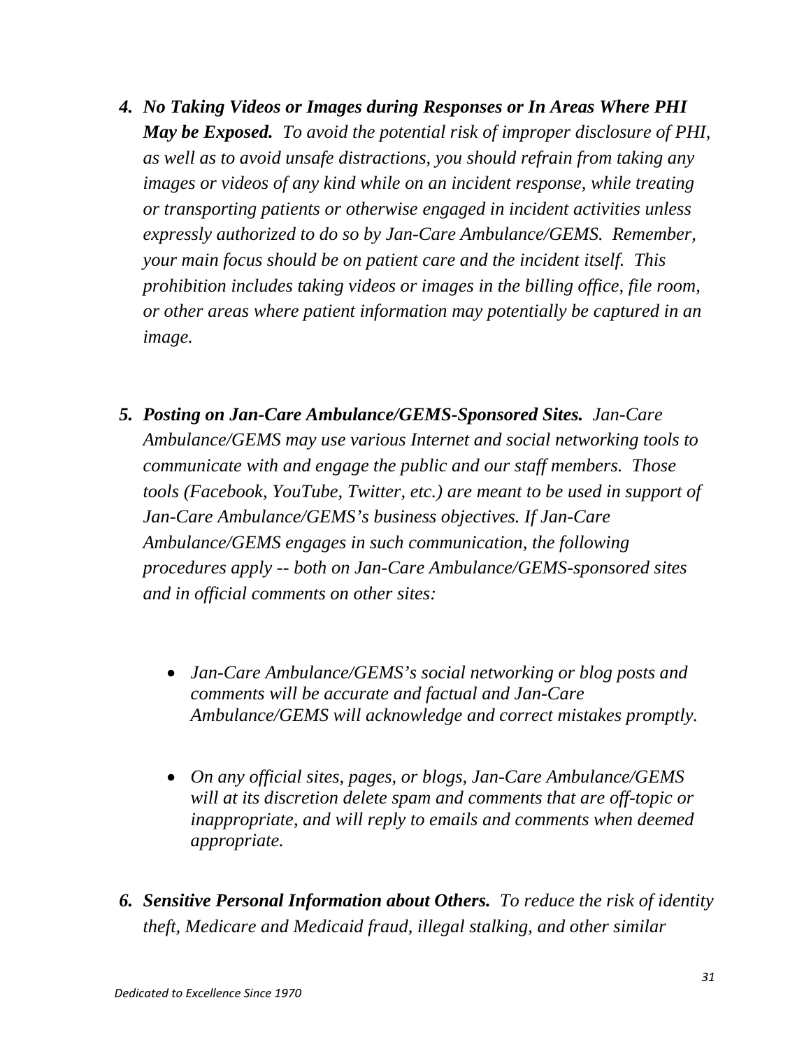4. ***No Taking Videos or Images during Responses or In Areas Where PHI May be Exposed.*** *To avoid the potential risk of improper disclosure of PHI, as well as to avoid unsafe distractions, you should refrain from taking any images or videos of any kind while on an incident response, while treating or transporting patients or otherwise engaged in incident activities unless expressly authorized to do so by Jan-Care Ambulance/GEMS. Remember, your main focus should be on patient care and the incident itself. This prohibition includes taking videos or images in the billing office, file room, or other areas where patient information may potentially be captured in an image.*

5. ***Posting on Jan-Care Ambulance/GEMS-Sponsored Sites.*** *Jan-Care Ambulance/GEMS may use various Internet and social networking tools to communicate with and engage the public and our staff members. Those tools (Facebook, YouTube, Twitter, etc.) are meant to be used in support of Jan-Care Ambulance/GEMS's business objectives. If Jan-Care Ambulance/GEMS engages in such communication, the following procedures apply -- both on Jan-Care Ambulance/GEMS-sponsored sites and in official comments on other sites:*

    - *Jan-Care Ambulance/GEMS's social networking or blog posts and comments will be accurate and factual and Jan-Care Ambulance/GEMS will acknowledge and correct mistakes promptly.*

    - *On any official sites, pages, or blogs, Jan-Care Ambulance/GEMS will at its discretion delete spam and comments that are off-topic or inappropriate, and will reply to emails and comments when deemed appropriate.*

6. ***Sensitive Personal Information about Others.*** *To reduce the risk of identity theft, Medicare and Medicaid fraud, illegal stalking, and other similar*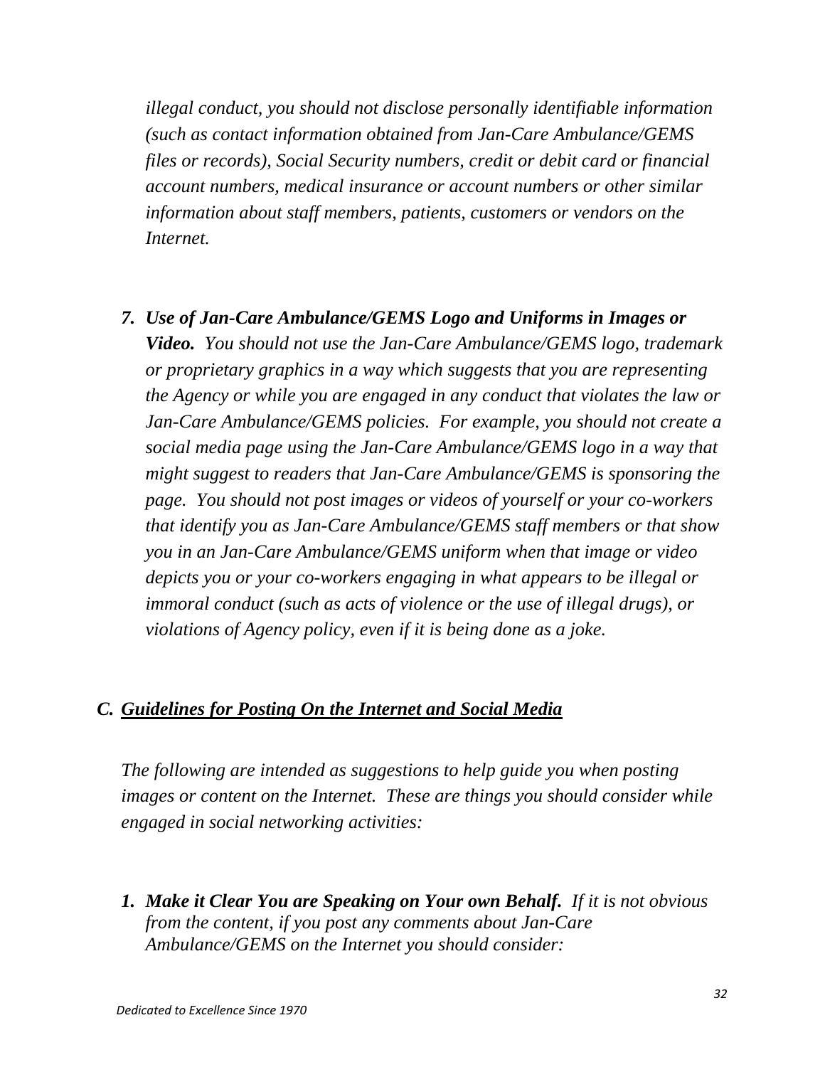*illegal conduct, you should not disclose personally identifiable information (such as contact information obtained from Jan-Care Ambulance/GEMS files or records), Social Security numbers, credit or debit card or financial account numbers, medical insurance or account numbers or other similar information about staff members, patients, customers or vendors on the Internet.*

7. ***Use of Jan-Care Ambulance/GEMS Logo and Uniforms in Images or Video.*** *You should not use the Jan-Care Ambulance/GEMS logo, trademark or proprietary graphics in a way which suggests that you are representing the Agency or while you are engaged in any conduct that violates the law or Jan-Care Ambulance/GEMS policies. For example, you should not create a social media page using the Jan-Care Ambulance/GEMS logo in a way that might suggest to readers that Jan-Care Ambulance/GEMS is sponsoring the page. You should not post images or videos of yourself or your co-workers that identify you as Jan-Care Ambulance/GEMS staff members or that show you in an Jan-Care Ambulance/GEMS uniform when that image or video depicts you or your co-workers engaging in what appears to be illegal or immoral conduct (such as acts of violence or the use of illegal drugs), or violations of Agency policy, even if it is being done as a joke.*

## C. *Guidelines for Posting On the Internet and Social Media*

*The following are intended as suggestions to help guide you when posting images or content on the Internet. These are things you should consider while engaged in social networking activities:*

1. ***Make it Clear You are Speaking on Your own Behalf.*** *If it is not obvious from the content, if you post any comments about Jan-Care Ambulance/GEMS on the Internet you should consider:*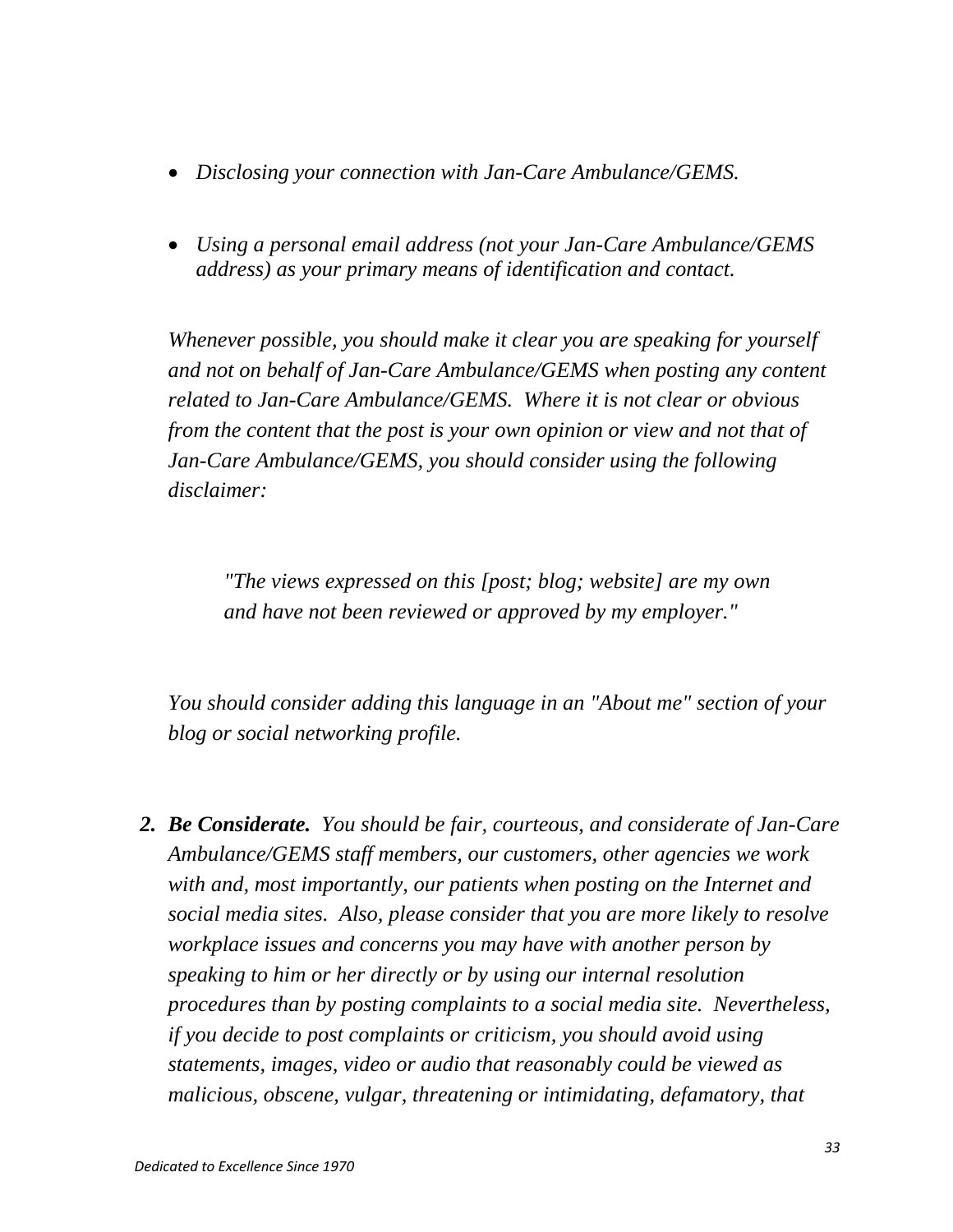- *Disclosing your connection with Jan-Care Ambulance/GEMS.*

- *Using a personal email address (not your Jan-Care Ambulance/GEMS address) as your primary means of identification and contact.*

*Whenever possible, you should make it clear you are speaking for yourself and not on behalf of Jan-Care Ambulance/GEMS when posting any content related to Jan-Care Ambulance/GEMS. Where it is not clear or obvious from the content that the post is your own opinion or view and not that of Jan-Care Ambulance/GEMS, you should consider using the following disclaimer:*

> *"The views expressed on this [post; blog; website] are my own and have not been reviewed or approved by my employer."*

*You should consider adding this language in an "About me" section of your blog or social networking profile.*

2. ***Be Considerate.*** *You should be fair, courteous, and considerate of Jan-Care Ambulance/GEMS staff members, our customers, other agencies we work with and, most importantly, our patients when posting on the Internet and social media sites. Also, please consider that you are more likely to resolve workplace issues and concerns you may have with another person by speaking to him or her directly or by using our internal resolution procedures than by posting complaints to a social media site. Nevertheless, if you decide to post complaints or criticism, you should avoid using statements, images, video or audio that reasonably could be viewed as malicious, obscene, vulgar, threatening or intimidating, defamatory, that*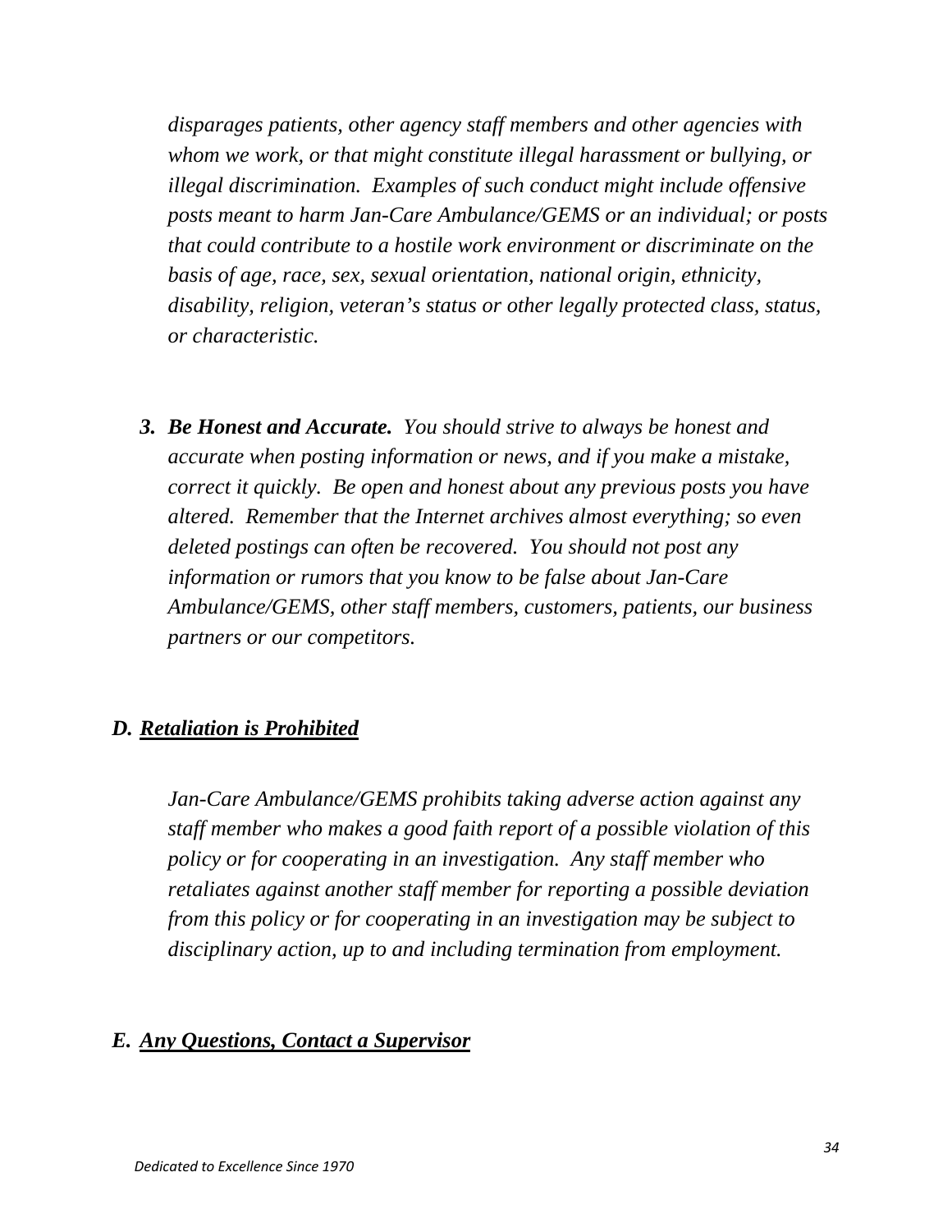*disparages patients, other agency staff members and other agencies with whom we work, or that might constitute illegal harassment or bullying, or illegal discrimination. Examples of such conduct might include offensive posts meant to harm Jan-Care Ambulance/GEMS or an individual; or posts that could contribute to a hostile work environment or discriminate on the basis of age, race, sex, sexual orientation, national origin, ethnicity, disability, religion, veteran's status or other legally protected class, status, or characteristic.*

3. ***Be Honest and Accurate.*** *You should strive to always be honest and accurate when posting information or news, and if you make a mistake, correct it quickly. Be open and honest about any previous posts you have altered. Remember that the Internet archives almost everything; so even deleted postings can often be recovered. You should not post any information or rumors that you know to be false about Jan-Care Ambulance/GEMS, other staff members, customers, patients, our business partners or our competitors.*

### *D. Retaliation is Prohibited*

*Jan-Care Ambulance/GEMS prohibits taking adverse action against any staff member who makes a good faith report of a possible violation of this policy or for cooperating in an investigation. Any staff member who retaliates against another staff member for reporting a possible deviation from this policy or for cooperating in an investigation may be subject to disciplinary action, up to and including termination from employment.*

### *E. Any Questions, Contact a Supervisor*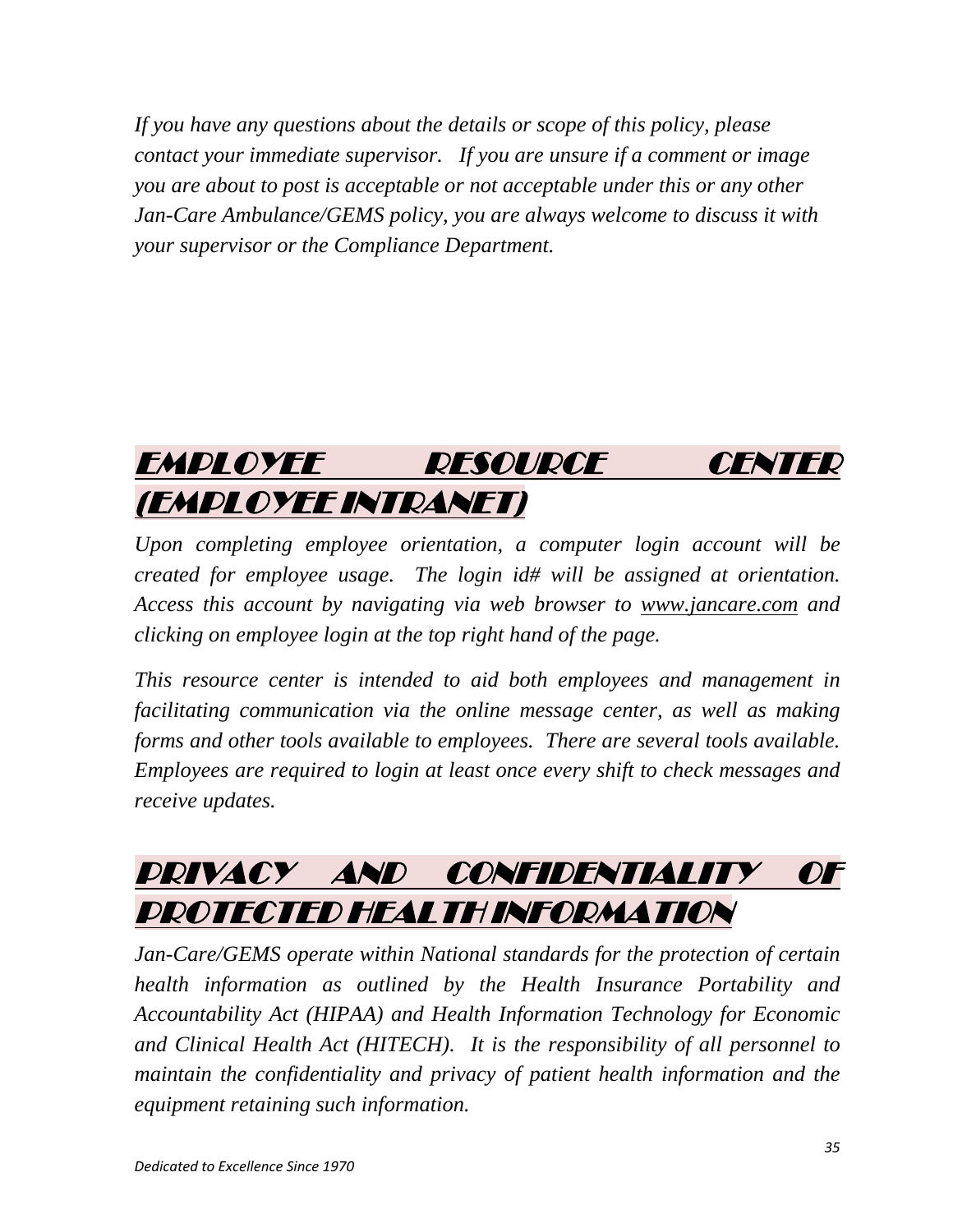*If you have any questions about the details or scope of this policy, please contact your immediate supervisor. If you are unsure if a comment or image you are about to post is acceptable or not acceptable under this or any other Jan-Care Ambulance/GEMS policy, you are always welcome to discuss it with your supervisor or the Compliance Department.*

## EMPLOYEE RESOURCE CENTER (EMPLOYEE INTRANET)

*Upon completing employee orientation, a computer login account will be created for employee usage. The login id# will be assigned at orientation. Access this account by navigating via web browser to www.jancare.com and clicking on employee login at the top right hand of the page.*

*This resource center is intended to aid both employees and management in facilitating communication via the online message center, as well as making forms and other tools available to employees. There are several tools available. Employees are required to login at least once every shift to check messages and receive updates.*

## PRIVACY AND CONFIDENTIALITY OF PROTECTED HEALTH INFORMATION

*Jan-Care/GEMS operate within National standards for the protection of certain health information as outlined by the Health Insurance Portability and Accountability Act (HIPAA) and Health Information Technology for Economic and Clinical Health Act (HITECH). It is the responsibility of all personnel to maintain the confidentiality and privacy of patient health information and the equipment retaining such information.*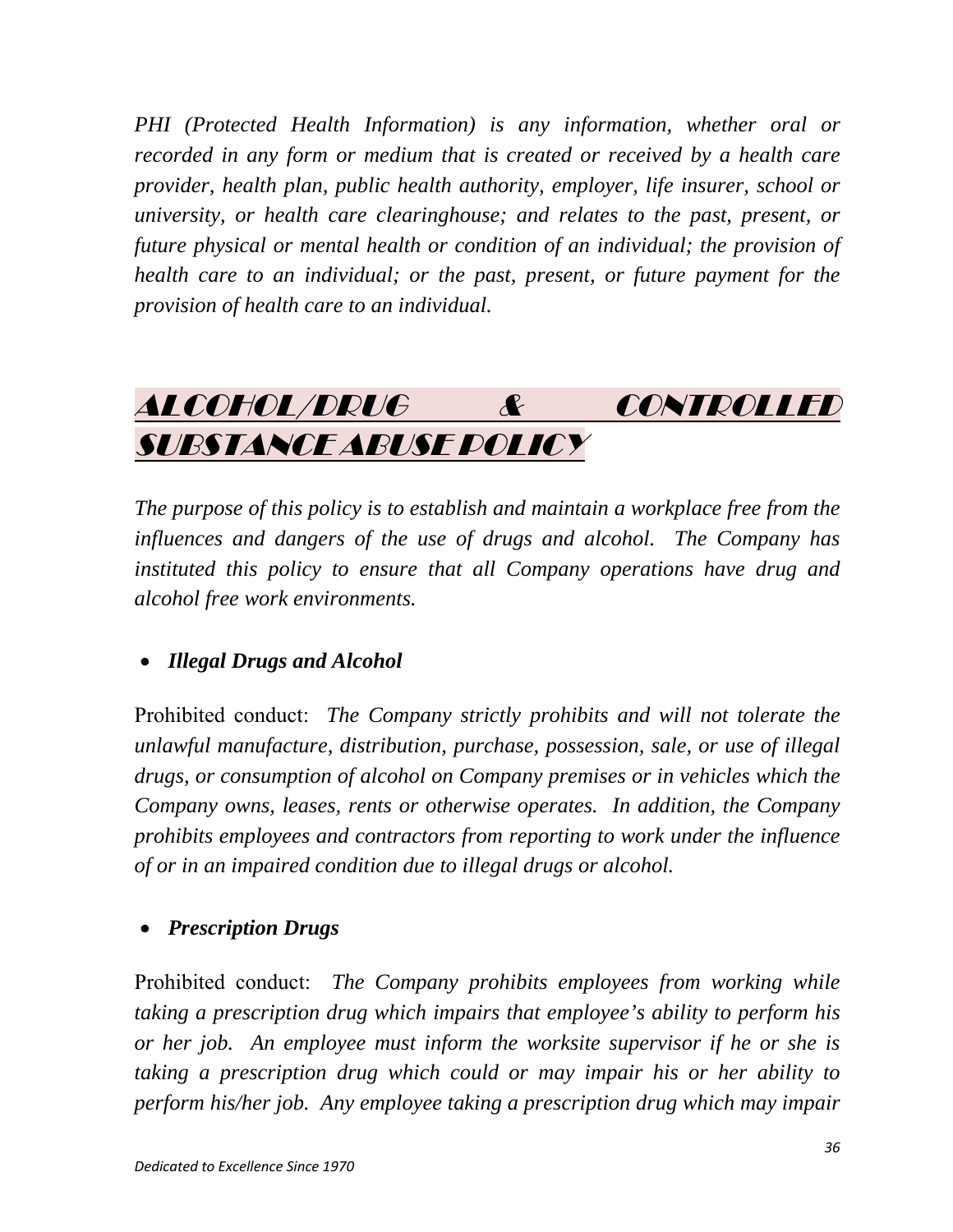*PHI (Protected Health Information) is any information, whether oral or recorded in any form or medium that is created or received by a health care provider, health plan, public health authority, employer, life insurer, school or university, or health care clearinghouse; and relates to the past, present, or future physical or mental health or condition of an individual; the provision of health care to an individual; or the past, present, or future payment for the provision of health care to an individual.*

## ALCOHOL/DRUG & CONTROLLED SUBSTANCE ABUSE POLICY

*The purpose of this policy is to establish and maintain a workplace free from the influences and dangers of the use of drugs and alcohol. The Company has instituted this policy to ensure that all Company operations have drug and alcohol free work environments.*

- ***Illegal Drugs and Alcohol***

Prohibited conduct: *The Company strictly prohibits and will not tolerate the unlawful manufacture, distribution, purchase, possession, sale, or use of illegal drugs, or consumption of alcohol on Company premises or in vehicles which the Company owns, leases, rents or otherwise operates. In addition, the Company prohibits employees and contractors from reporting to work under the influence of or in an impaired condition due to illegal drugs or alcohol.*

- ***Prescription Drugs***

Prohibited conduct: *The Company prohibits employees from working while taking a prescription drug which impairs that employee's ability to perform his or her job. An employee must inform the worksite supervisor if he or she is taking a prescription drug which could or may impair his or her ability to perform his/her job. Any employee taking a prescription drug which may impair*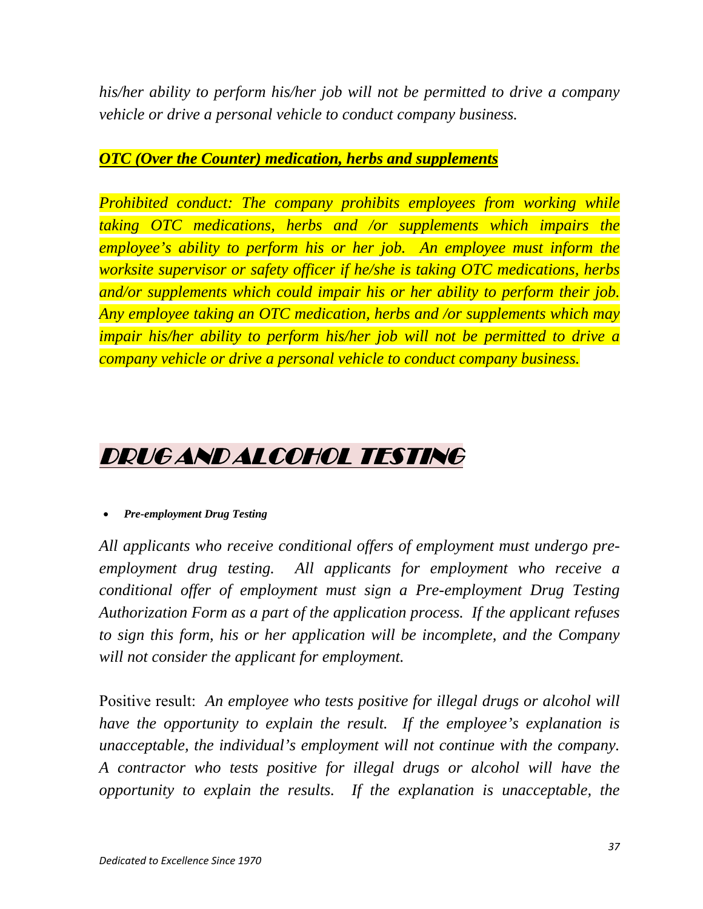*his/her ability to perform his/her job will not be permitted to drive a company vehicle or drive a personal vehicle to conduct company business.*

***OTC (Over the Counter) medication, herbs and supplements***

*Prohibited conduct: The company prohibits employees from working while taking OTC medications, herbs and /or supplements which impairs the employee's ability to perform his or her job. An employee must inform the worksite supervisor or safety officer if he/she is taking OTC medications, herbs and/or supplements which could impair his or her ability to perform their job. Any employee taking an OTC medication, herbs and /or supplements which may impair his/her ability to perform his/her job will not be permitted to drive a company vehicle or drive a personal vehicle to conduct company business.*

# DRUG AND ALCOHOL TESTING

- ***Pre-employment Drug Testing***

*All applicants who receive conditional offers of employment must undergo pre-employment drug testing. All applicants for employment who receive a conditional offer of employment must sign a Pre-employment Drug Testing Authorization Form as a part of the application process. If the applicant refuses to sign this form, his or her application will be incomplete, and the Company will not consider the applicant for employment.*

Positive result: *An employee who tests positive for illegal drugs or alcohol will have the opportunity to explain the result. If the employee's explanation is unacceptable, the individual's employment will not continue with the company. A contractor who tests positive for illegal drugs or alcohol will have the opportunity to explain the results. If the explanation is unacceptable, the*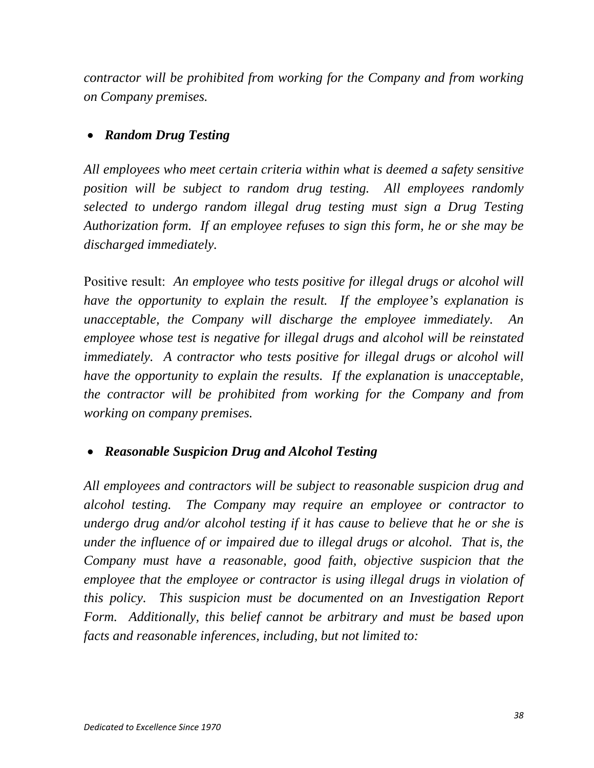*contractor will be prohibited from working for the Company and from working on Company premises.*

- ***Random Drug Testing***

*All employees who meet certain criteria within what is deemed a safety sensitive position will be subject to random drug testing. All employees randomly selected to undergo random illegal drug testing must sign a Drug Testing Authorization form. If an employee refuses to sign this form, he or she may be discharged immediately.*

Positive result: *An employee who tests positive for illegal drugs or alcohol will have the opportunity to explain the result. If the employee's explanation is unacceptable, the Company will discharge the employee immediately. An employee whose test is negative for illegal drugs and alcohol will be reinstated immediately. A contractor who tests positive for illegal drugs or alcohol will have the opportunity to explain the results. If the explanation is unacceptable, the contractor will be prohibited from working for the Company and from working on company premises.*

- ***Reasonable Suspicion Drug and Alcohol Testing***

*All employees and contractors will be subject to reasonable suspicion drug and alcohol testing. The Company may require an employee or contractor to undergo drug and/or alcohol testing if it has cause to believe that he or she is under the influence of or impaired due to illegal drugs or alcohol. That is, the Company must have a reasonable, good faith, objective suspicion that the employee that the employee or contractor is using illegal drugs in violation of this policy. This suspicion must be documented on an Investigation Report Form. Additionally, this belief cannot be arbitrary and must be based upon facts and reasonable inferences, including, but not limited to:*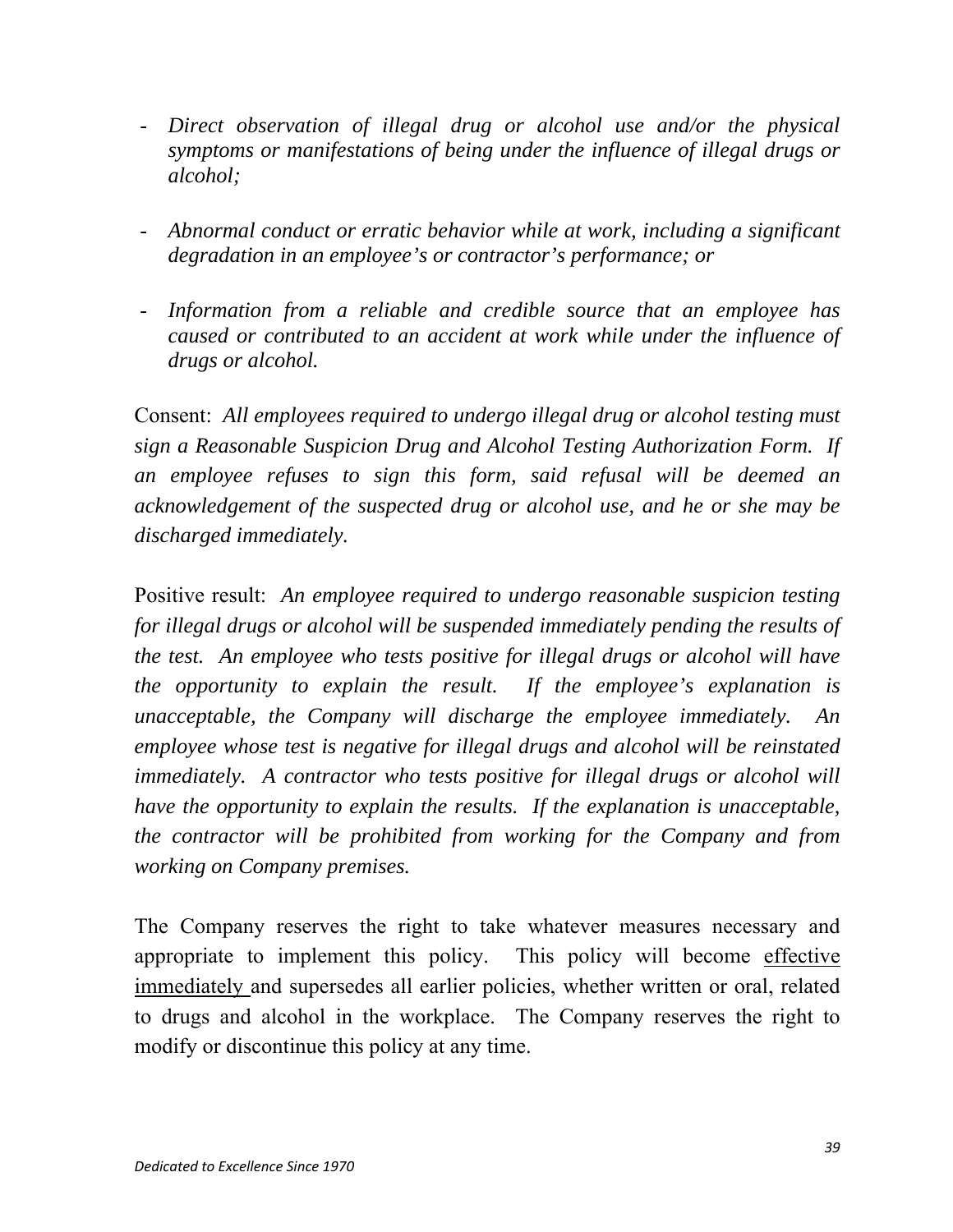- *Direct observation of illegal drug or alcohol use and/or the physical symptoms or manifestations of being under the influence of illegal drugs or alcohol;*

- *Abnormal conduct or erratic behavior while at work, including a significant degradation in an employee's or contractor's performance; or*

- *Information from a reliable and credible source that an employee has caused or contributed to an accident at work while under the influence of drugs or alcohol.*

Consent: *All employees required to undergo illegal drug or alcohol testing must sign a Reasonable Suspicion Drug and Alcohol Testing Authorization Form. If an employee refuses to sign this form, said refusal will be deemed an acknowledgement of the suspected drug or alcohol use, and he or she may be discharged immediately.*

Positive result: *An employee required to undergo reasonable suspicion testing for illegal drugs or alcohol will be suspended immediately pending the results of the test. An employee who tests positive for illegal drugs or alcohol will have the opportunity to explain the result. If the employee's explanation is unacceptable, the Company will discharge the employee immediately. An employee whose test is negative for illegal drugs and alcohol will be reinstated immediately. A contractor who tests positive for illegal drugs or alcohol will have the opportunity to explain the results. If the explanation is unacceptable, the contractor will be prohibited from working for the Company and from working on Company premises.*

The Company reserves the right to take whatever measures necessary and appropriate to implement this policy. This policy will become <u>effective immediately</u> and supersedes all earlier policies, whether written or oral, related to drugs and alcohol in the workplace. The Company reserves the right to modify or discontinue this policy at any time.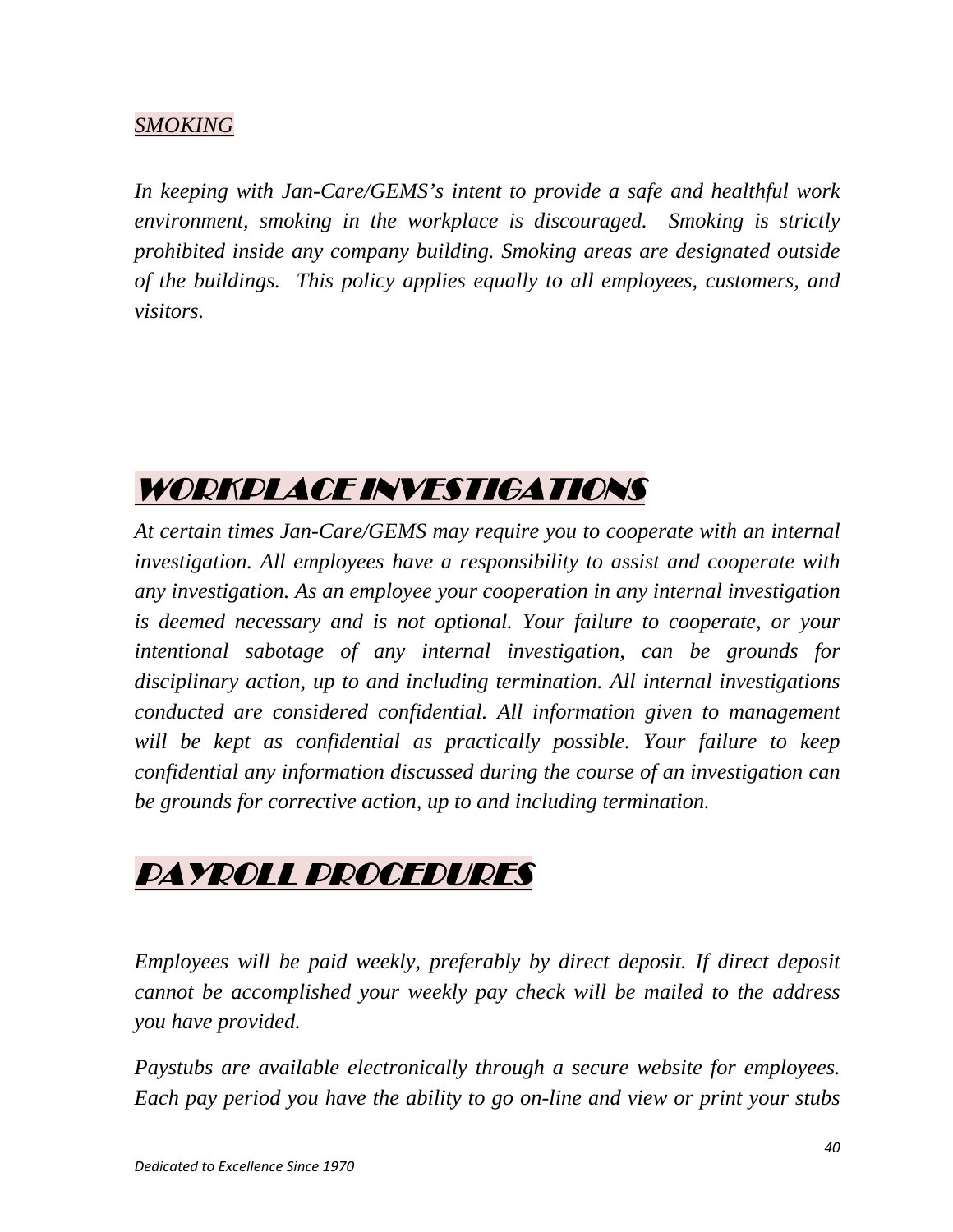### *SMOKING*

*In keeping with Jan-Care/GEMS's intent to provide a safe and healthful work environment, smoking in the workplace is discouraged. Smoking is strictly prohibited inside any company building. Smoking areas are designated outside of the buildings. This policy applies equally to all employees, customers, and visitors.*

## *WORKPLACE INVESTIGATIONS*

*At certain times Jan-Care/GEMS may require you to cooperate with an internal investigation. All employees have a responsibility to assist and cooperate with any investigation. As an employee your cooperation in any internal investigation is deemed necessary and is not optional. Your failure to cooperate, or your intentional sabotage of any internal investigation, can be grounds for disciplinary action, up to and including termination. All internal investigations conducted are considered confidential. All information given to management will be kept as confidential as practically possible. Your failure to keep confidential any information discussed during the course of an investigation can be grounds for corrective action, up to and including termination.*

## *PAYROLL PROCEDURES*

*Employees will be paid weekly, preferably by direct deposit. If direct deposit cannot be accomplished your weekly pay check will be mailed to the address you have provided.*

*Paystubs are available electronically through a secure website for employees. Each pay period you have the ability to go on-line and view or print your stubs*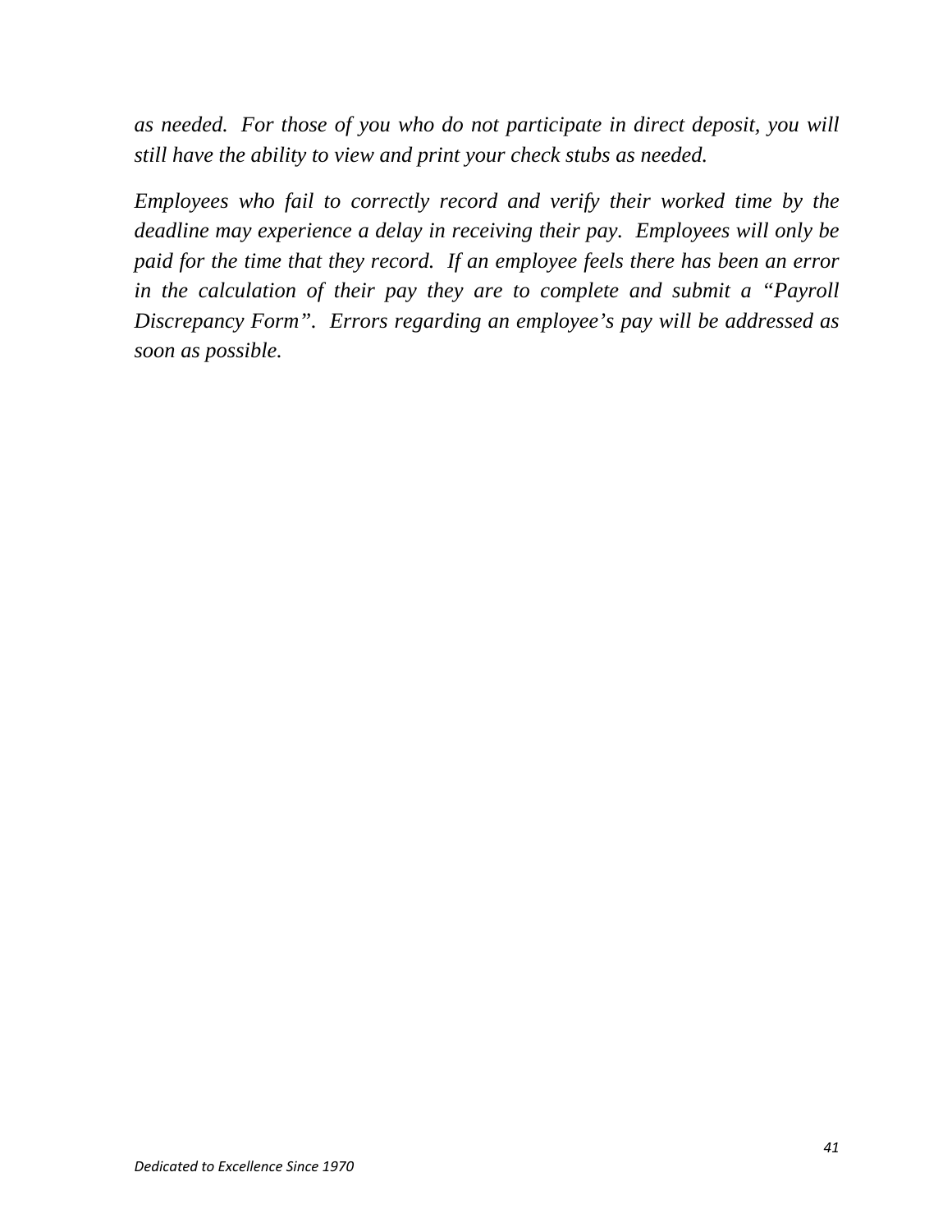*as needed. For those of you who do not participate in direct deposit, you will still have the ability to view and print your check stubs as needed.*

*Employees who fail to correctly record and verify their worked time by the deadline may experience a delay in receiving their pay. Employees will only be paid for the time that they record. If an employee feels there has been an error in the calculation of their pay they are to complete and submit a "Payroll Discrepancy Form". Errors regarding an employee's pay will be addressed as soon as possible.*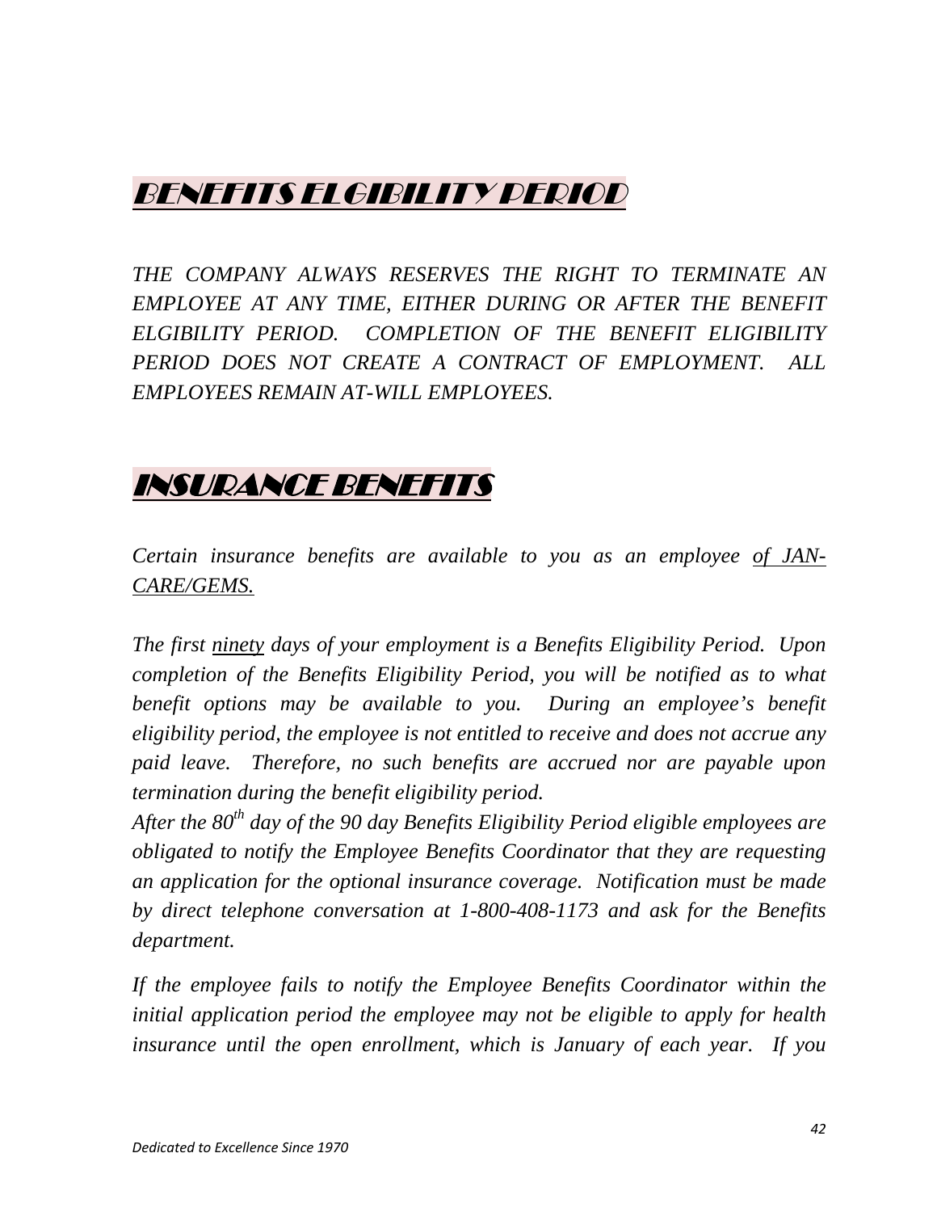## *BENEFITS ELGIBILITY PERIOD*

*THE COMPANY ALWAYS RESERVES THE RIGHT TO TERMINATE AN EMPLOYEE AT ANY TIME, EITHER DURING OR AFTER THE BENEFIT ELGIBILITY PERIOD. COMPLETION OF THE BENEFIT ELIGIBILITY PERIOD DOES NOT CREATE A CONTRACT OF EMPLOYMENT. ALL EMPLOYEES REMAIN AT-WILL EMPLOYEES.*

## *INSURANCE BENEFITS*

*Certain insurance benefits are available to you as an employee of JAN-CARE/GEMS.*

*The first ninety days of your employment is a Benefits Eligibility Period. Upon completion of the Benefits Eligibility Period, you will be notified as to what benefit options may be available to you. During an employee's benefit eligibility period, the employee is not entitled to receive and does not accrue any paid leave. Therefore, no such benefits are accrued nor are payable upon termination during the benefit eligibility period.*

*After the 80th day of the 90 day Benefits Eligibility Period eligible employees are obligated to notify the Employee Benefits Coordinator that they are requesting an application for the optional insurance coverage. Notification must be made by direct telephone conversation at 1-800-408-1173 and ask for the Benefits department.*

*If the employee fails to notify the Employee Benefits Coordinator within the initial application period the employee may not be eligible to apply for health insurance until the open enrollment, which is January of each year. If you*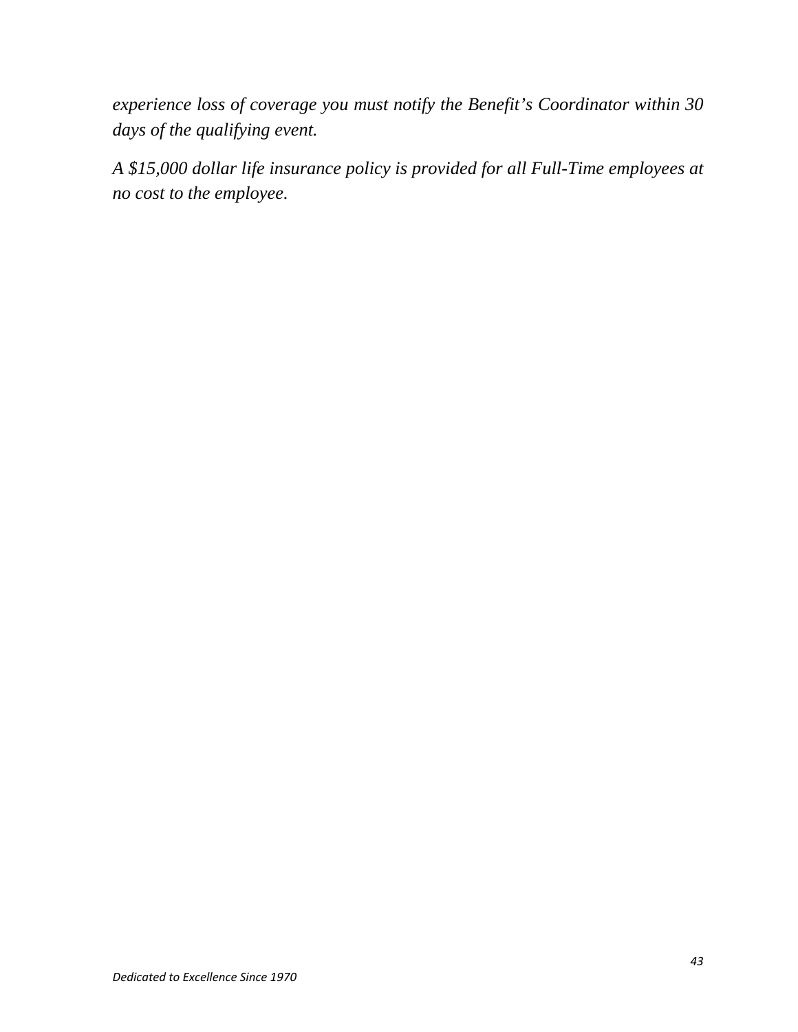*experience loss of coverage you must notify the Benefit's Coordinator within 30 days of the qualifying event.*

*A $15,000 dollar life insurance policy is provided for all Full-Time employees at no cost to the employee.*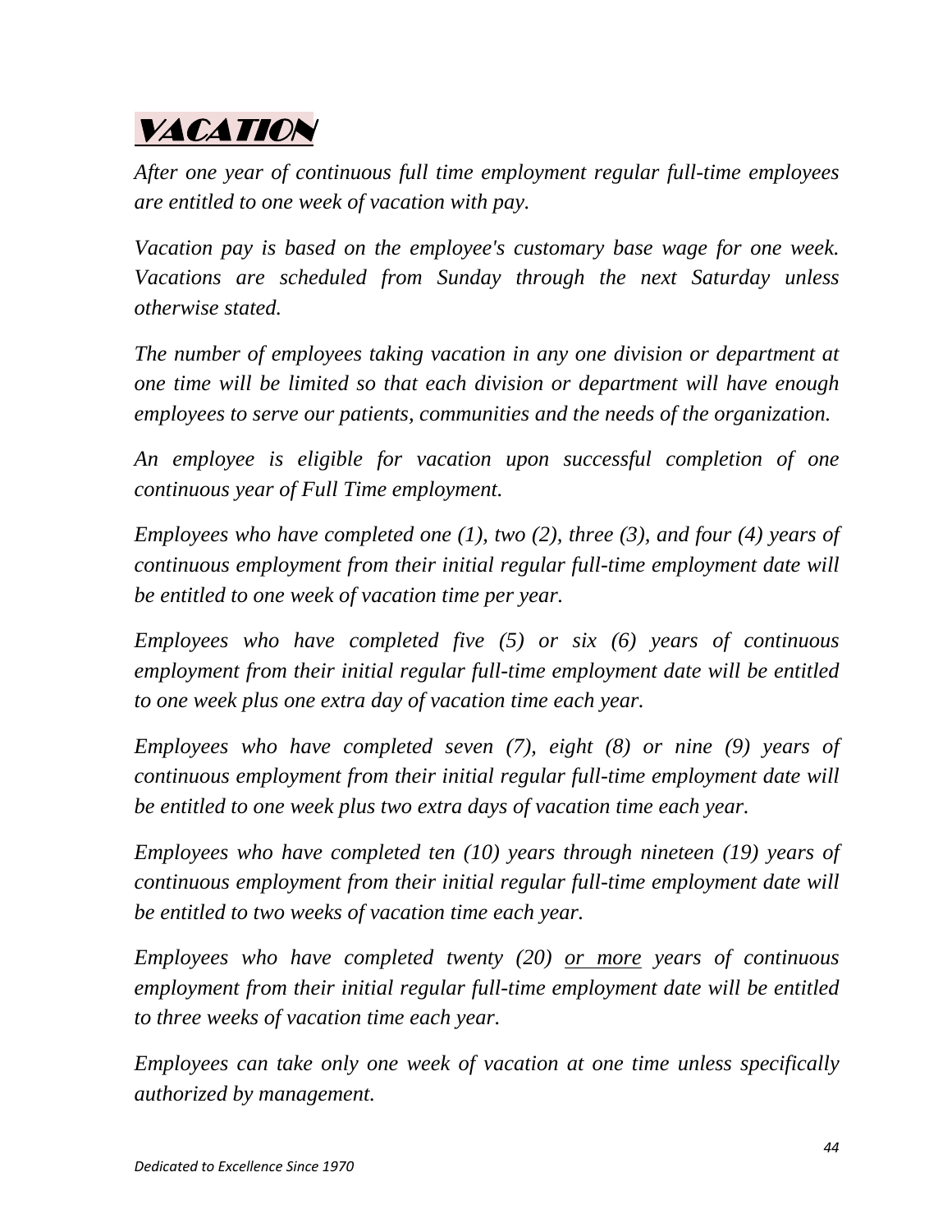# *VACATION*

*After one year of continuous full time employment regular full-time employees are entitled to one week of vacation with pay.*

*Vacation pay is based on the employee's customary base wage for one week. Vacations are scheduled from Sunday through the next Saturday unless otherwise stated.*

*The number of employees taking vacation in any one division or department at one time will be limited so that each division or department will have enough employees to serve our patients, communities and the needs of the organization.*

*An employee is eligible for vacation upon successful completion of one continuous year of Full Time employment.*

*Employees who have completed one (1), two (2), three (3), and four (4) years of continuous employment from their initial regular full-time employment date will be entitled to one week of vacation time per year.*

*Employees who have completed five (5) or six (6) years of continuous employment from their initial regular full-time employment date will be entitled to one week plus one extra day of vacation time each year.*

*Employees who have completed seven (7), eight (8) or nine (9) years of continuous employment from their initial regular full-time employment date will be entitled to one week plus two extra days of vacation time each year.*

*Employees who have completed ten (10) years through nineteen (19) years of continuous employment from their initial regular full-time employment date will be entitled to two weeks of vacation time each year.*

*Employees who have completed twenty (20) <u>or more</u> years of continuous employment from their initial regular full-time employment date will be entitled to three weeks of vacation time each year.*

*Employees can take only one week of vacation at one time unless specifically authorized by management.*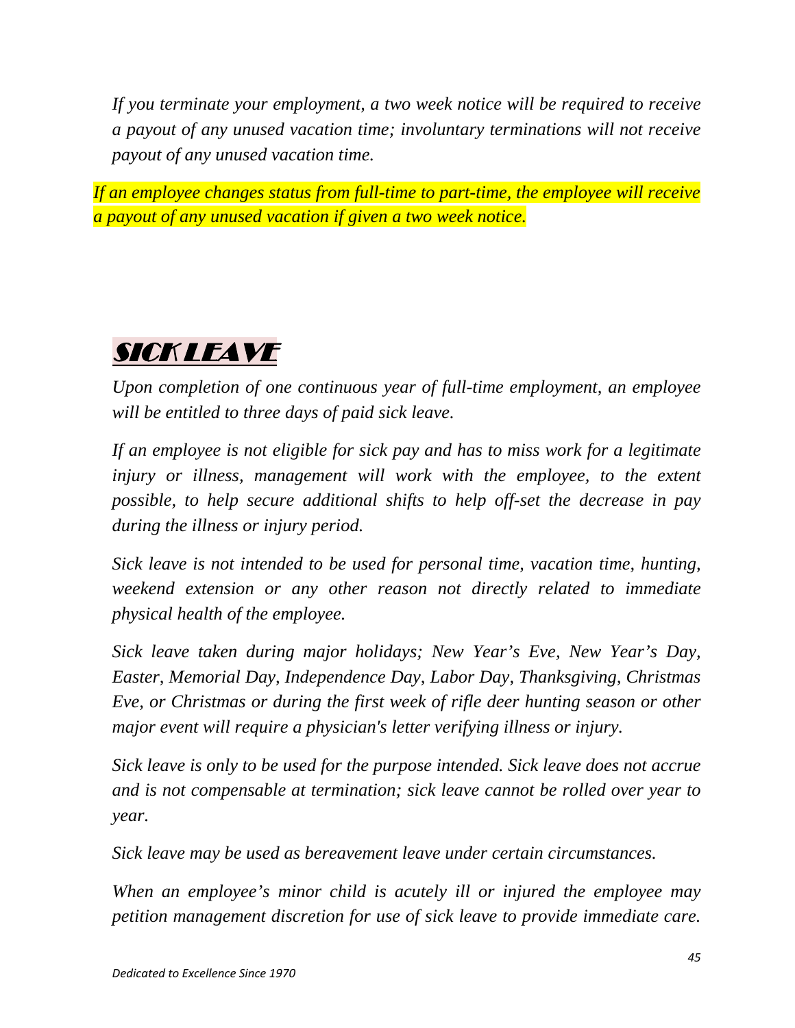*If you terminate your employment, a two week notice will be required to receive a payout of any unused vacation time; involuntary terminations will not receive payout of any unused vacation time.*

*If an employee changes status from full-time to part-time, the employee will receive a payout of any unused vacation if given a two week notice.*

## SICK LEAVE

*Upon completion of one continuous year of full-time employment, an employee will be entitled to three days of paid sick leave.*

*If an employee is not eligible for sick pay and has to miss work for a legitimate injury or illness, management will work with the employee, to the extent possible, to help secure additional shifts to help off-set the decrease in pay during the illness or injury period.*

*Sick leave is not intended to be used for personal time, vacation time, hunting, weekend extension or any other reason not directly related to immediate physical health of the employee.*

*Sick leave taken during major holidays; New Year's Eve, New Year's Day, Easter, Memorial Day, Independence Day, Labor Day, Thanksgiving, Christmas Eve, or Christmas or during the first week of rifle deer hunting season or other major event will require a physician's letter verifying illness or injury.*

*Sick leave is only to be used for the purpose intended. Sick leave does not accrue and is not compensable at termination; sick leave cannot be rolled over year to year.*

*Sick leave may be used as bereavement leave under certain circumstances.*

*When an employee's minor child is acutely ill or injured the employee may petition management discretion for use of sick leave to provide immediate care.*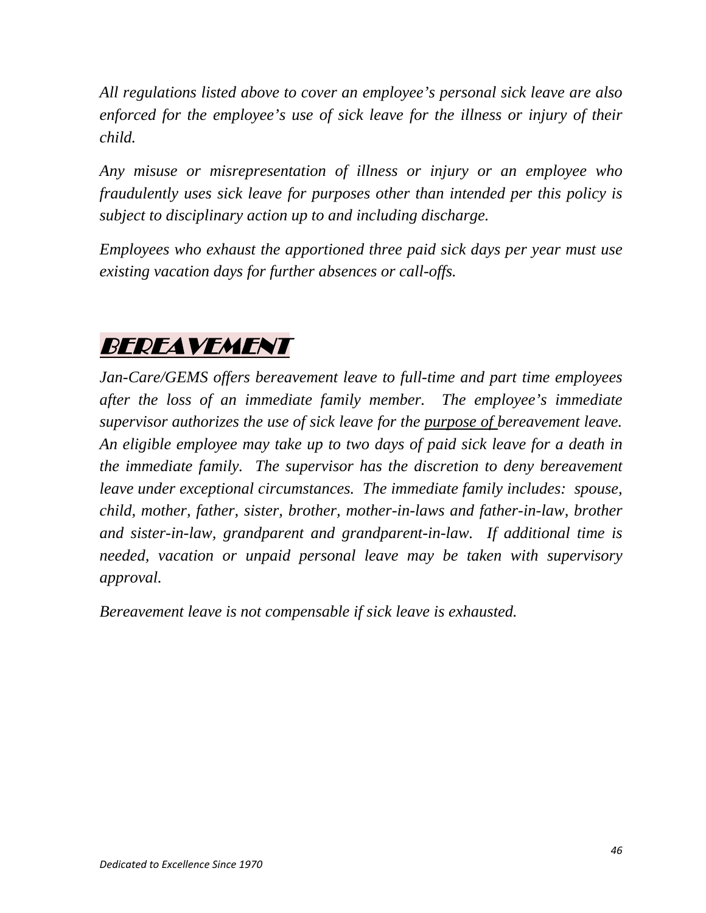*All regulations listed above to cover an employee's personal sick leave are also enforced for the employee's use of sick leave for the illness or injury of their child.*

*Any misuse or misrepresentation of illness or injury or an employee who fraudulently uses sick leave for purposes other than intended per this policy is subject to disciplinary action up to and including discharge.*

*Employees who exhaust the apportioned three paid sick days per year must use existing vacation days for further absences or call-offs.*

## BEREAVEMENT

*Jan-Care/GEMS offers bereavement leave to full-time and part time employees after the loss of an immediate family member. The employee's immediate supervisor authorizes the use of sick leave for the purpose of bereavement leave. An eligible employee may take up to two days of paid sick leave for a death in the immediate family. The supervisor has the discretion to deny bereavement leave under exceptional circumstances. The immediate family includes: spouse, child, mother, father, sister, brother, mother-in-laws and father-in-law, brother and sister-in-law, grandparent and grandparent-in-law. If additional time is needed, vacation or unpaid personal leave may be taken with supervisory approval.*

*Bereavement leave is not compensable if sick leave is exhausted.*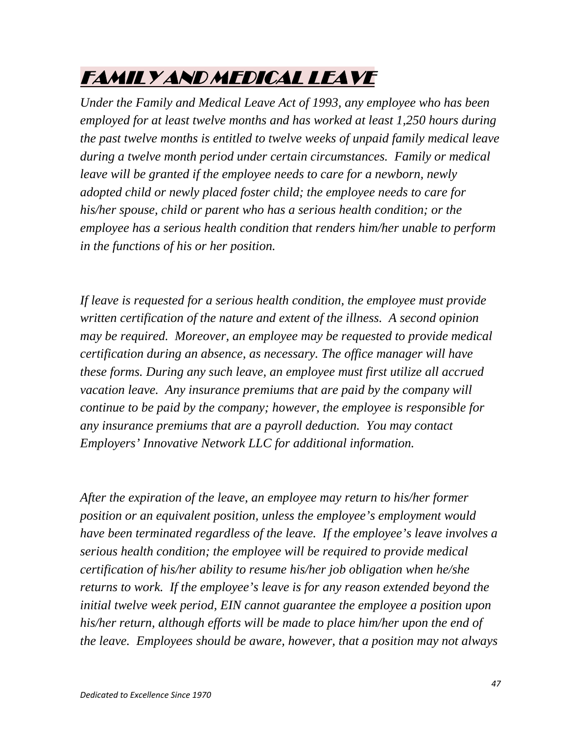# FAMILY AND MEDICAL LEAVE

*Under the Family and Medical Leave Act of 1993, any employee who has been employed for at least twelve months and has worked at least 1,250 hours during the past twelve months is entitled to twelve weeks of unpaid family medical leave during a twelve month period under certain circumstances.  Family or medical leave will be granted if the employee needs to care for a newborn, newly adopted child or newly placed foster child; the employee needs to care for his/her spouse, child or parent who has a serious health condition; or the employee has a serious health condition that renders him/her unable to perform in the functions of his or her position.*

*If leave is requested for a serious health condition, the employee must provide written certification of the nature and extent of the illness.  A second opinion may be required.  Moreover, an employee may be requested to provide medical certification during an absence, as necessary. The office manager will have these forms. During any such leave, an employee must first utilize all accrued vacation leave.  Any insurance premiums that are paid by the company will continue to be paid by the company; however, the employee is responsible for any insurance premiums that are a payroll deduction.  You may contact Employers' Innovative Network LLC for additional information.*

*After the expiration of the leave, an employee may return to his/her former position or an equivalent position, unless the employee's employment would have been terminated regardless of the leave.  If the employee's leave involves a serious health condition; the employee will be required to provide medical certification of his/her ability to resume his/her job obligation when he/she returns to work.  If the employee's leave is for any reason extended beyond the initial twelve week period, EIN cannot guarantee the employee a position upon his/her return, although efforts will be made to place him/her upon the end of the leave.  Employees should be aware, however, that a position may not always*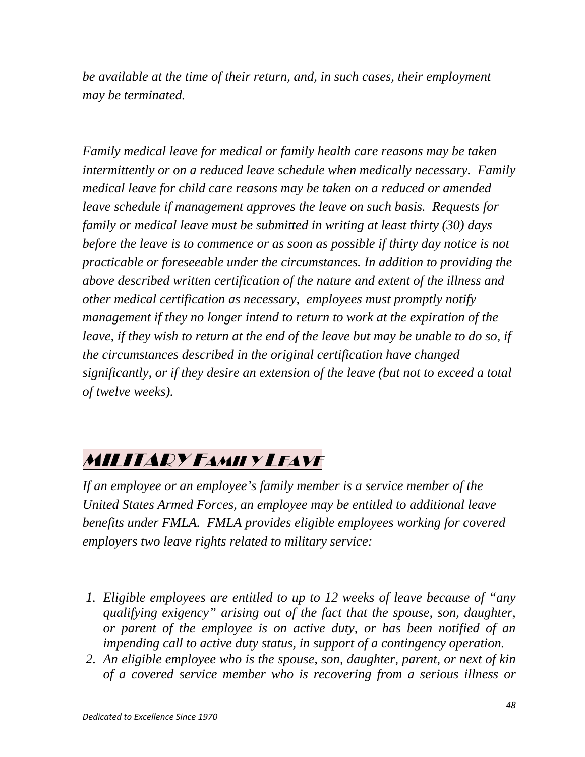*be available at the time of their return, and, in such cases, their employment may be terminated.*

*Family medical leave for medical or family health care reasons may be taken intermittently or on a reduced leave schedule when medically necessary. Family medical leave for child care reasons may be taken on a reduced or amended leave schedule if management approves the leave on such basis. Requests for family or medical leave must be submitted in writing at least thirty (30) days before the leave is to commence or as soon as possible if thirty day notice is not practicable or foreseeable under the circumstances. In addition to providing the above described written certification of the nature and extent of the illness and other medical certification as necessary, employees must promptly notify management if they no longer intend to return to work at the expiration of the leave, if they wish to return at the end of the leave but may be unable to do so, if the circumstances described in the original certification have changed significantly, or if they desire an extension of the leave (but not to exceed a total of twelve weeks).*

## MILITARY FAMILY LEAVE

*If an employee or an employee's family member is a service member of the United States Armed Forces, an employee may be entitled to additional leave benefits under FMLA. FMLA provides eligible employees working for covered employers two leave rights related to military service:*

1. *Eligible employees are entitled to up to 12 weeks of leave because of "any qualifying exigency" arising out of the fact that the spouse, son, daughter, or parent of the employee is on active duty, or has been notified of an impending call to active duty status, in support of a contingency operation.*
2. *An eligible employee who is the spouse, son, daughter, parent, or next of kin of a covered service member who is recovering from a serious illness or*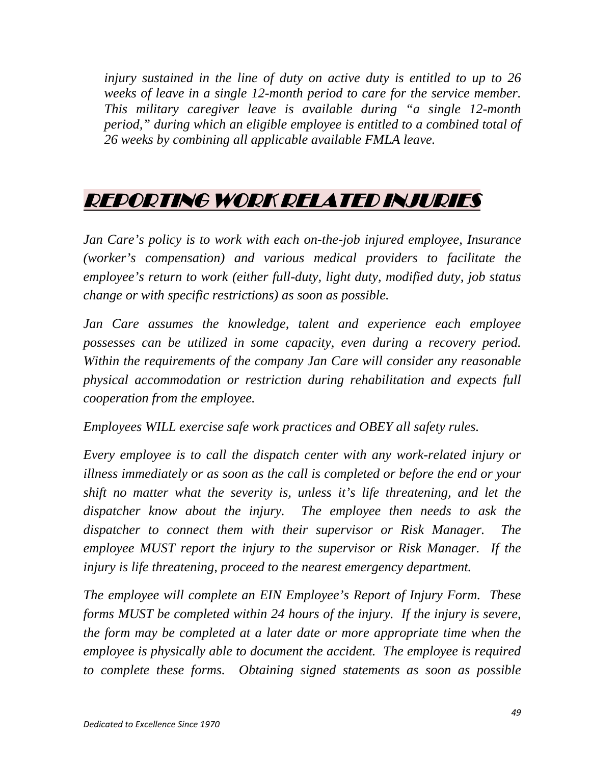*injury sustained in the line of duty on active duty is entitled to up to 26 weeks of leave in a single 12-month period to care for the service member. This military caregiver leave is available during "a single 12-month period," during which an eligible employee is entitled to a combined total of 26 weeks by combining all applicable available FMLA leave.*

## REPORTING WORK RELATED INJURIES

*Jan Care's policy is to work with each on-the-job injured employee, Insurance (worker's compensation) and various medical providers to facilitate the employee's return to work (either full-duty, light duty, modified duty, job status change or with specific restrictions) as soon as possible.*

*Jan Care assumes the knowledge, talent and experience each employee possesses can be utilized in some capacity, even during a recovery period. Within the requirements of the company Jan Care will consider any reasonable physical accommodation or restriction during rehabilitation and expects full cooperation from the employee.*

*Employees WILL exercise safe work practices and OBEY all safety rules.*

*Every employee is to call the dispatch center with any work-related injury or illness immediately or as soon as the call is completed or before the end or your shift no matter what the severity is, unless it's life threatening, and let the dispatcher know about the injury. The employee then needs to ask the dispatcher to connect them with their supervisor or Risk Manager. The employee MUST report the injury to the supervisor or Risk Manager. If the injury is life threatening, proceed to the nearest emergency department.*

*The employee will complete an EIN Employee's Report of Injury Form. These forms MUST be completed within 24 hours of the injury. If the injury is severe, the form may be completed at a later date or more appropriate time when the employee is physically able to document the accident. The employee is required to complete these forms. Obtaining signed statements as soon as possible*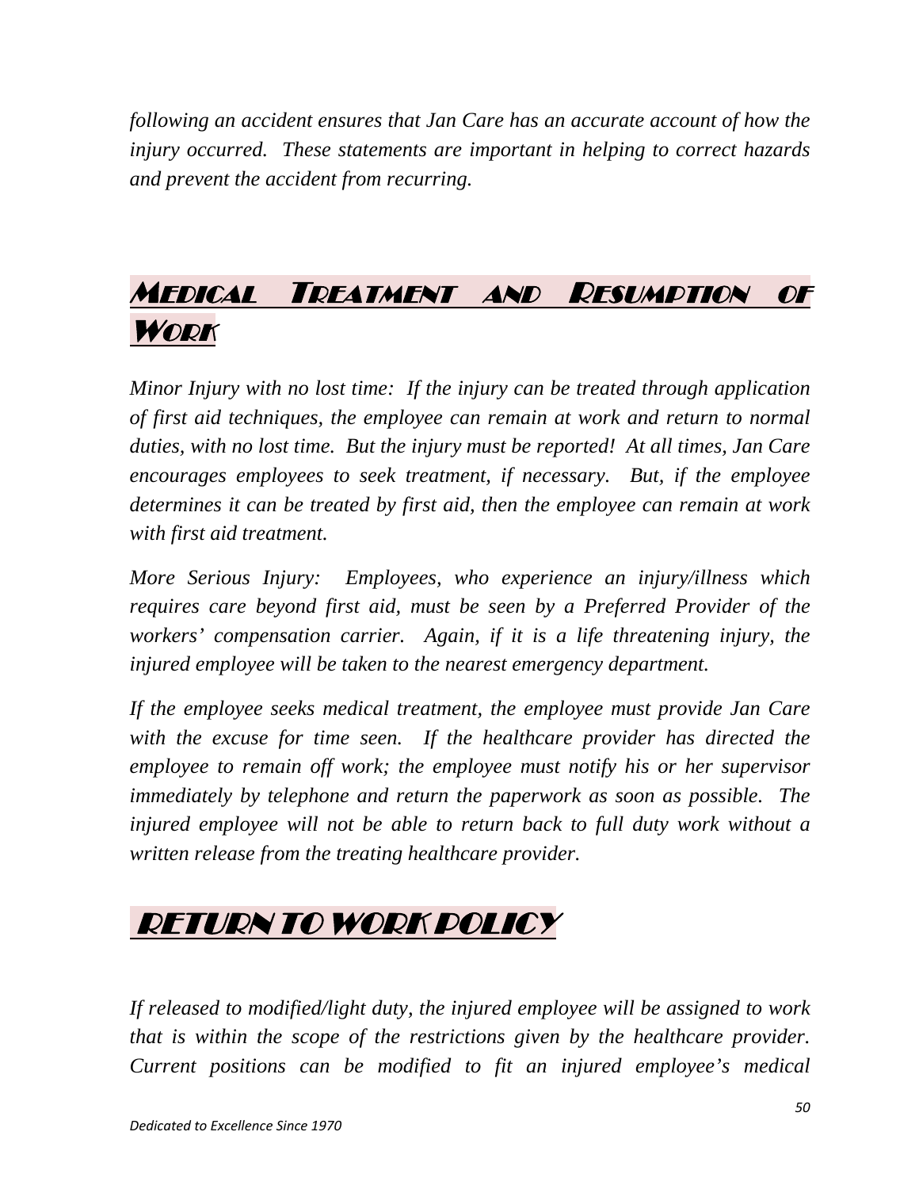*following an accident ensures that Jan Care has an accurate account of how the injury occurred. These statements are important in helping to correct hazards and prevent the accident from recurring.*

## Medical Treatment and Resumption of Work

*Minor Injury with no lost time: If the injury can be treated through application of first aid techniques, the employee can remain at work and return to normal duties, with no lost time. But the injury must be reported! At all times, Jan Care encourages employees to seek treatment, if necessary. But, if the employee determines it can be treated by first aid, then the employee can remain at work with first aid treatment.*

*More Serious Injury: Employees, who experience an injury/illness which requires care beyond first aid, must be seen by a Preferred Provider of the workers' compensation carrier. Again, if it is a life threatening injury, the injured employee will be taken to the nearest emergency department.*

*If the employee seeks medical treatment, the employee must provide Jan Care with the excuse for time seen. If the healthcare provider has directed the employee to remain off work; the employee must notify his or her supervisor immediately by telephone and return the paperwork as soon as possible. The injured employee will not be able to return back to full duty work without a written release from the treating healthcare provider.*

## RETURN TO WORK POLICY

*If released to modified/light duty, the injured employee will be assigned to work that is within the scope of the restrictions given by the healthcare provider. Current positions can be modified to fit an injured employee's medical*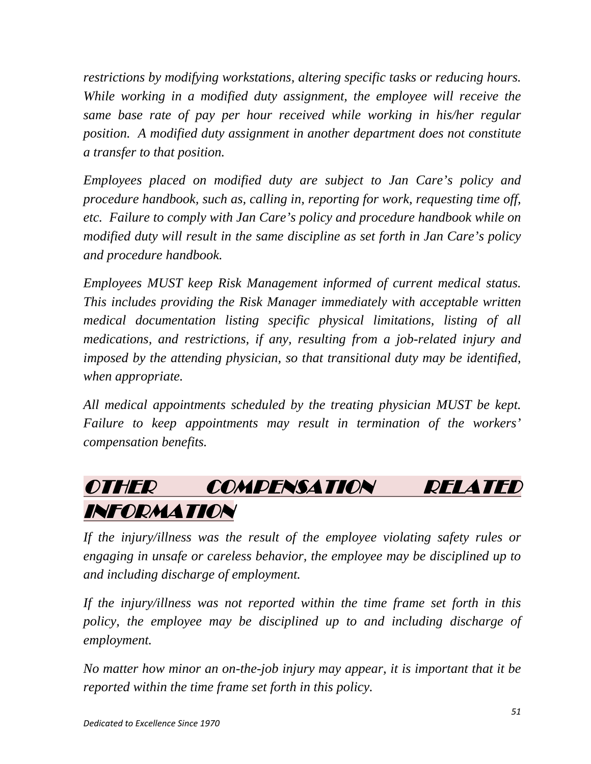*restrictions by modifying workstations, altering specific tasks or reducing hours. While working in a modified duty assignment, the employee will receive the same base rate of pay per hour received while working in his/her regular position. A modified duty assignment in another department does not constitute a transfer to that position.*

*Employees placed on modified duty are subject to Jan Care's policy and procedure handbook, such as, calling in, reporting for work, requesting time off, etc. Failure to comply with Jan Care's policy and procedure handbook while on modified duty will result in the same discipline as set forth in Jan Care's policy and procedure handbook.*

*Employees MUST keep Risk Management informed of current medical status. This includes providing the Risk Manager immediately with acceptable written medical documentation listing specific physical limitations, listing of all medications, and restrictions, if any, resulting from a job-related injury and imposed by the attending physician, so that transitional duty may be identified, when appropriate.*

*All medical appointments scheduled by the treating physician MUST be kept. Failure to keep appointments may result in termination of the workers' compensation benefits.*

## OTHER COMPENSATION RELATED INFORMATION

*If the injury/illness was the result of the employee violating safety rules or engaging in unsafe or careless behavior, the employee may be disciplined up to and including discharge of employment.*

*If the injury/illness was not reported within the time frame set forth in this policy, the employee may be disciplined up to and including discharge of employment.*

*No matter how minor an on-the-job injury may appear, it is important that it be reported within the time frame set forth in this policy.*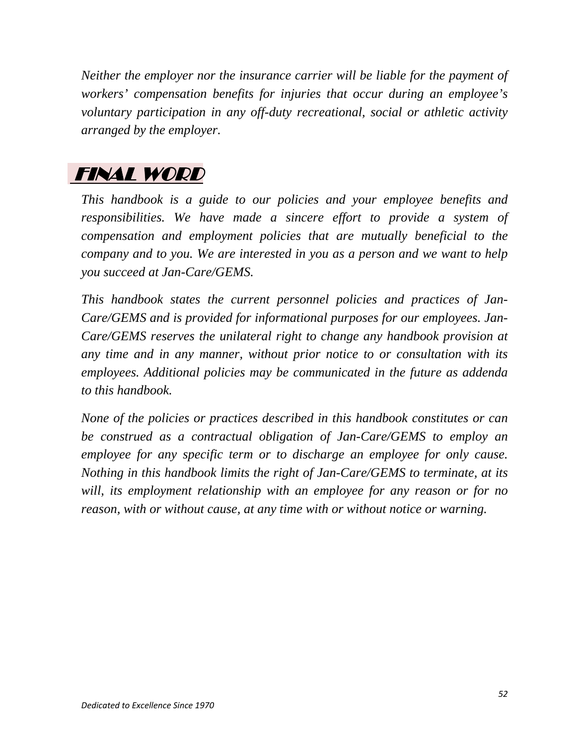*Neither the employer nor the insurance carrier will be liable for the payment of workers' compensation benefits for injuries that occur during an employee's voluntary participation in any off-duty recreational, social or athletic activity arranged by the employer.*

## FINAL WORD

*This handbook is a guide to our policies and your employee benefits and responsibilities. We have made a sincere effort to provide a system of compensation and employment policies that are mutually beneficial to the company and to you. We are interested in you as a person and we want to help you succeed at Jan-Care/GEMS.*

*This handbook states the current personnel policies and practices of Jan-Care/GEMS and is provided for informational purposes for our employees. Jan-Care/GEMS reserves the unilateral right to change any handbook provision at any time and in any manner, without prior notice to or consultation with its employees. Additional policies may be communicated in the future as addenda to this handbook.*

*None of the policies or practices described in this handbook constitutes or can be construed as a contractual obligation of Jan-Care/GEMS to employ an employee for any specific term or to discharge an employee for only cause. Nothing in this handbook limits the right of Jan-Care/GEMS to terminate, at its will, its employment relationship with an employee for any reason or for no reason, with or without cause, at any time with or without notice or warning.*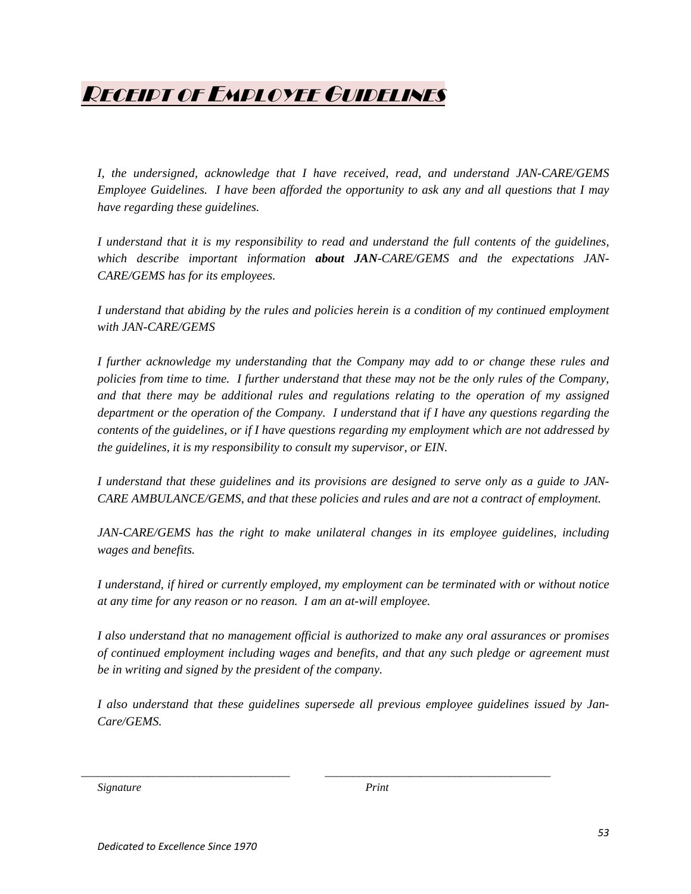# Receipt of Employee Guidelines

*I, the undersigned, acknowledge that I have received, read, and understand JAN-CARE/GEMS Employee Guidelines. I have been afforded the opportunity to ask any and all questions that I may have regarding these guidelines.*

*I understand that it is my responsibility to read and understand the full contents of the guidelines, which describe important information **about JAN**-CARE/GEMS and the expectations JAN-CARE/GEMS has for its employees.*

*I understand that abiding by the rules and policies herein is a condition of my continued employment with JAN-CARE/GEMS*

*I further acknowledge my understanding that the Company may add to or change these rules and policies from time to time. I further understand that these may not be the only rules of the Company, and that there may be additional rules and regulations relating to the operation of my assigned department or the operation of the Company. I understand that if I have any questions regarding the contents of the guidelines, or if I have questions regarding my employment which are not addressed by the guidelines, it is my responsibility to consult my supervisor, or EIN.*

*I understand that these guidelines and its provisions are designed to serve only as a guide to JAN-CARE AMBULANCE/GEMS, and that these policies and rules and are not a contract of employment.*

*JAN-CARE/GEMS has the right to make unilateral changes in its employee guidelines, including wages and benefits.*

*I understand, if hired or currently employed, my employment can be terminated with or without notice at any time for any reason or no reason. I am an at-will employee.*

*I also understand that no management official is authorized to make any oral assurances or promises of continued employment including wages and benefits, and that any such pledge or agreement must be in writing and signed by the president of the company.*

*I also understand that these guidelines supersede all previous employee guidelines issued by Jan-Care/GEMS.*

\_\_\_\_\_\_\_\_\_\_\_\_\_\_\_\_\_\_\_\_\_\_\_\_\_\_\_\_\_\_\_\_\_\_\_ \_\_\_\_\_\_\_\_\_\_\_\_\_\_\_\_\_\_\_\_\_\_\_\_\_\_\_\_\_\_\_\_\_\_\_\_\_\_

*Signature* *Print*

*Dedicated to Excellence Since 1970*